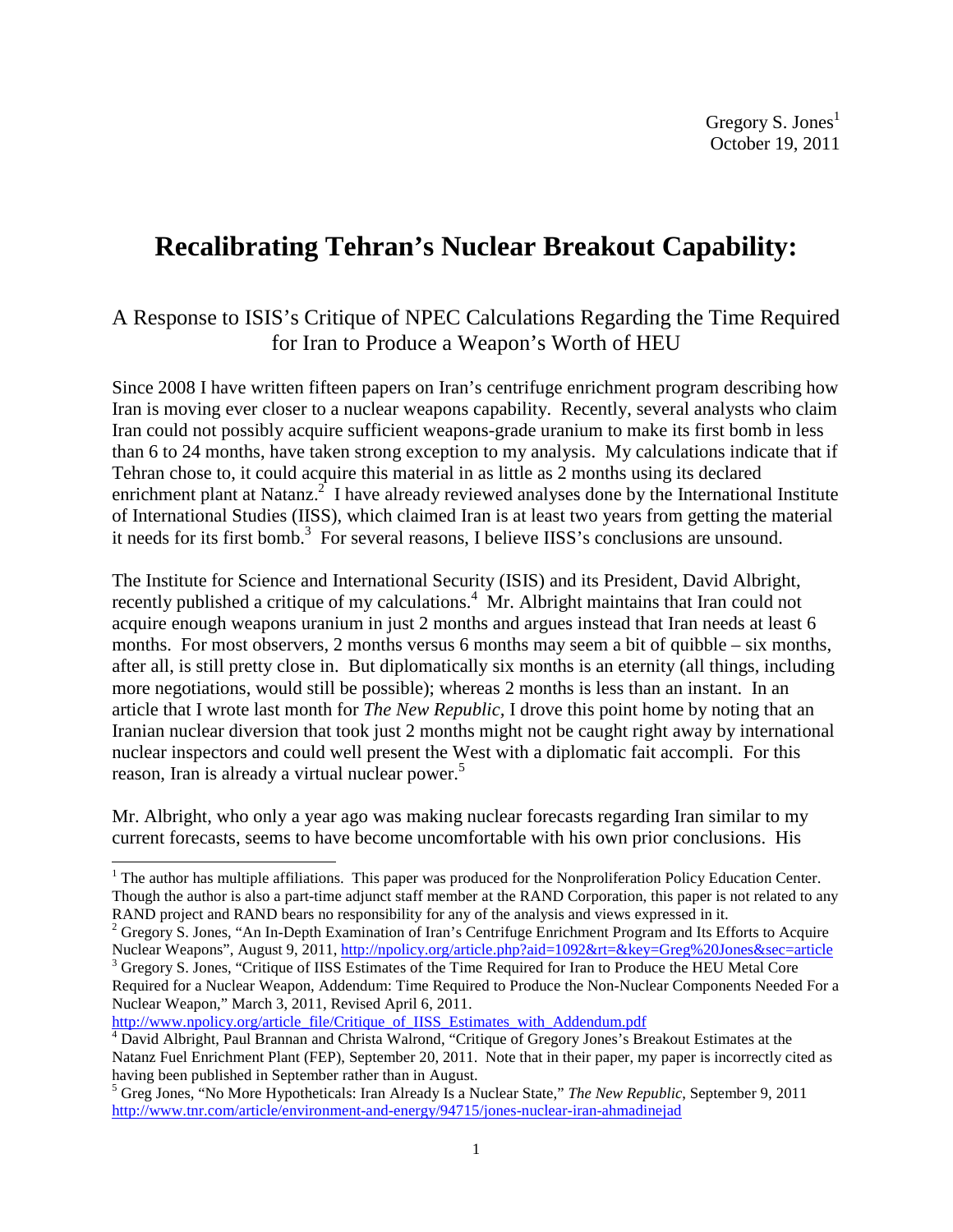Gregory S. Jones[1]
October 19, 2011

# Recalibrating Tehran's Nuclear Breakout Capability:

## A Response to ISIS's Critique of NPEC Calculations Regarding the Time Required for Iran to Produce a Weapon's Worth of HEU

Since 2008 I have written fifteen papers on Iran's centrifuge enrichment program describing how Iran is moving ever closer to a nuclear weapons capability. Recently, several analysts who claim Iran could not possibly acquire sufficient weapons-grade uranium to make its first bomb in less than 6 to 24 months, have taken strong exception to my analysis. My calculations indicate that if Tehran chose to, it could acquire this material in as little as 2 months using its declared enrichment plant at Natanz.[2] I have already reviewed analyses done by the International Institute of International Studies (IISS), which claimed Iran is at least two years from getting the material it needs for its first bomb.[3] For several reasons, I believe IISS's conclusions are unsound.

The Institute for Science and International Security (ISIS) and its President, David Albright, recently published a critique of my calculations.[4] Mr. Albright maintains that Iran could not acquire enough weapons uranium in just 2 months and argues instead that Iran needs at least 6 months. For most observers, 2 months versus 6 months may seem a bit of quibble – six months, after all, is still pretty close in. But diplomatically six months is an eternity (all things, including more negotiations, would still be possible); whereas 2 months is less than an instant. In an article that I wrote last month for *The New Republic*, I drove this point home by noting that an Iranian nuclear diversion that took just 2 months might not be caught right away by international nuclear inspectors and could well present the West with a diplomatic fait accompli. For this reason, Iran is already a virtual nuclear power.[5]

Mr. Albright, who only a year ago was making nuclear forecasts regarding Iran similar to my current forecasts, seems to have become uncomfortable with his own prior conclusions. His

---

[1] The author has multiple affiliations. This paper was produced for the Nonproliferation Policy Education Center. Though the author is also a part-time adjunct staff member at the RAND Corporation, this paper is not related to any RAND project and RAND bears no responsibility for any of the analysis and views expressed in it.

[2] Gregory S. Jones, "An In-Depth Examination of Iran's Centrifuge Enrichment Program and Its Efforts to Acquire Nuclear Weapons", August 9, 2011, http://npolicy.org/article.php?aid=1092&rt=&key=Greg%20Jones&sec=article

[3] Gregory S. Jones, "Critique of IISS Estimates of the Time Required for Iran to Produce the HEU Metal Core Required for a Nuclear Weapon, Addendum: Time Required to Produce the Non-Nuclear Components Needed For a Nuclear Weapon," March 3, 2011, Revised April 6, 2011. http://www.npolicy.org/article_file/Critique_of_IISS_Estimates_with_Addendum.pdf

[4] David Albright, Paul Brannan and Christa Walrond, "Critique of Gregory Jones's Breakout Estimates at the Natanz Fuel Enrichment Plant (FEP), September 20, 2011. Note that in their paper, my paper is incorrectly cited as having been published in September rather than in August.

[5] Greg Jones, "No More Hypotheticals: Iran Already Is a Nuclear State," *The New Republic*, September 9, 2011 http://www.tnr.com/article/environment-and-energy/94715/jones-nuclear-iran-ahmadinejad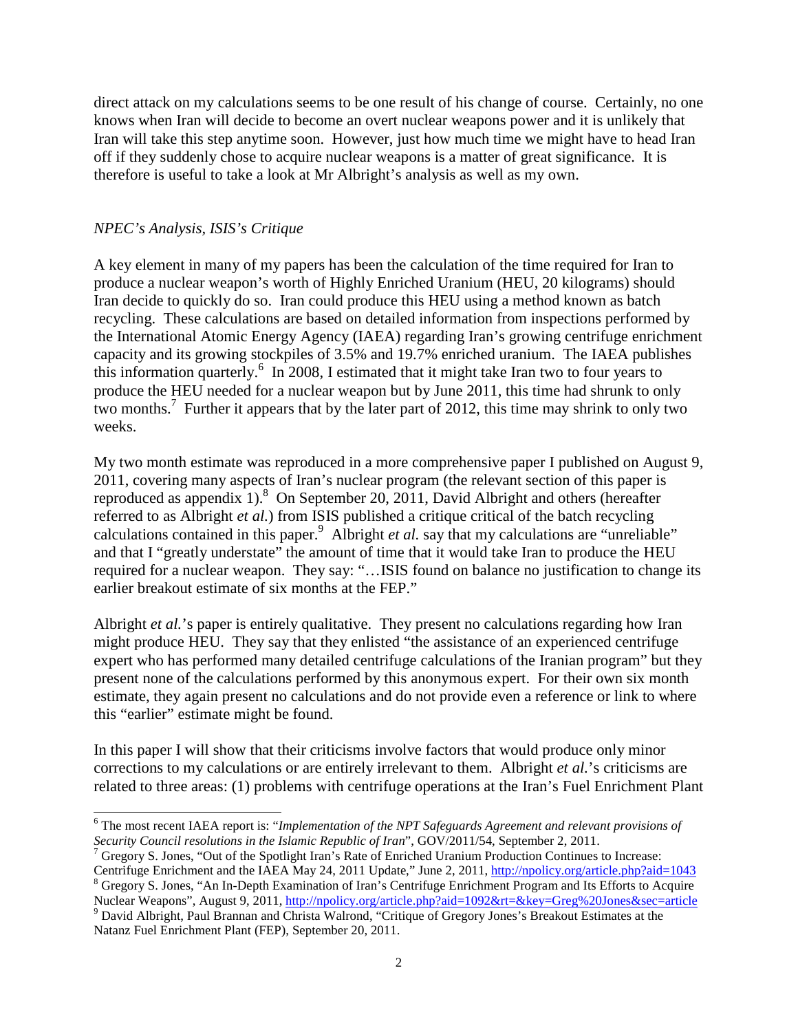direct attack on my calculations seems to be one result of his change of course. Certainly, no one knows when Iran will decide to become an overt nuclear weapons power and it is unlikely that Iran will take this step anytime soon. However, just how much time we might have to head Iran off if they suddenly chose to acquire nuclear weapons is a matter of great significance. It is therefore is useful to take a look at Mr Albright's analysis as well as my own.

### *NPEC's Analysis, ISIS's Critique*

A key element in many of my papers has been the calculation of the time required for Iran to produce a nuclear weapon's worth of Highly Enriched Uranium (HEU, 20 kilograms) should Iran decide to quickly do so. Iran could produce this HEU using a method known as batch recycling. These calculations are based on detailed information from inspections performed by the International Atomic Energy Agency (IAEA) regarding Iran's growing centrifuge enrichment capacity and its growing stockpiles of 3.5% and 19.7% enriched uranium. The IAEA publishes this information quarterly.[6] In 2008, I estimated that it might take Iran two to four years to produce the HEU needed for a nuclear weapon but by June 2011, this time had shrunk to only two months.[7] Further it appears that by the later part of 2012, this time may shrink to only two weeks.

My two month estimate was reproduced in a more comprehensive paper I published on August 9, 2011, covering many aspects of Iran's nuclear program (the relevant section of this paper is reproduced as appendix 1).[8] On September 20, 2011, David Albright and others (hereafter referred to as Albright *et al.*) from ISIS published a critique critical of the batch recycling calculations contained in this paper.[9] Albright *et al.* say that my calculations are "unreliable" and that I "greatly understate" the amount of time that it would take Iran to produce the HEU required for a nuclear weapon. They say: "…ISIS found on balance no justification to change its earlier breakout estimate of six months at the FEP."

Albright *et al.*'s paper is entirely qualitative. They present no calculations regarding how Iran might produce HEU. They say that they enlisted "the assistance of an experienced centrifuge expert who has performed many detailed centrifuge calculations of the Iranian program" but they present none of the calculations performed by this anonymous expert. For their own six month estimate, they again present no calculations and do not provide even a reference or link to where this "earlier" estimate might be found.

In this paper I will show that their criticisms involve factors that would produce only minor corrections to my calculations or are entirely irrelevant to them. Albright *et al.*'s criticisms are related to three areas: (1) problems with centrifuge operations at the Iran's Fuel Enrichment Plant

---

[6] The most recent IAEA report is: "*Implementation of the NPT Safeguards Agreement and relevant provisions of Security Council resolutions in the Islamic Republic of Iran*", GOV/2011/54, September 2, 2011.

[7] Gregory S. Jones, "Out of the Spotlight Iran's Rate of Enriched Uranium Production Continues to Increase: Centrifuge Enrichment and the IAEA May 24, 2011 Update," June 2, 2011, http://npolicy.org/article.php?aid=1043

[8] Gregory S. Jones, "An In-Depth Examination of Iran's Centrifuge Enrichment Program and Its Efforts to Acquire Nuclear Weapons", August 9, 2011, http://npolicy.org/article.php?aid=1092&rt=&key=Greg%20Jones&sec=article

[9] David Albright, Paul Brannan and Christa Walrond, "Critique of Gregory Jones's Breakout Estimates at the Natanz Fuel Enrichment Plant (FEP), September 20, 2011.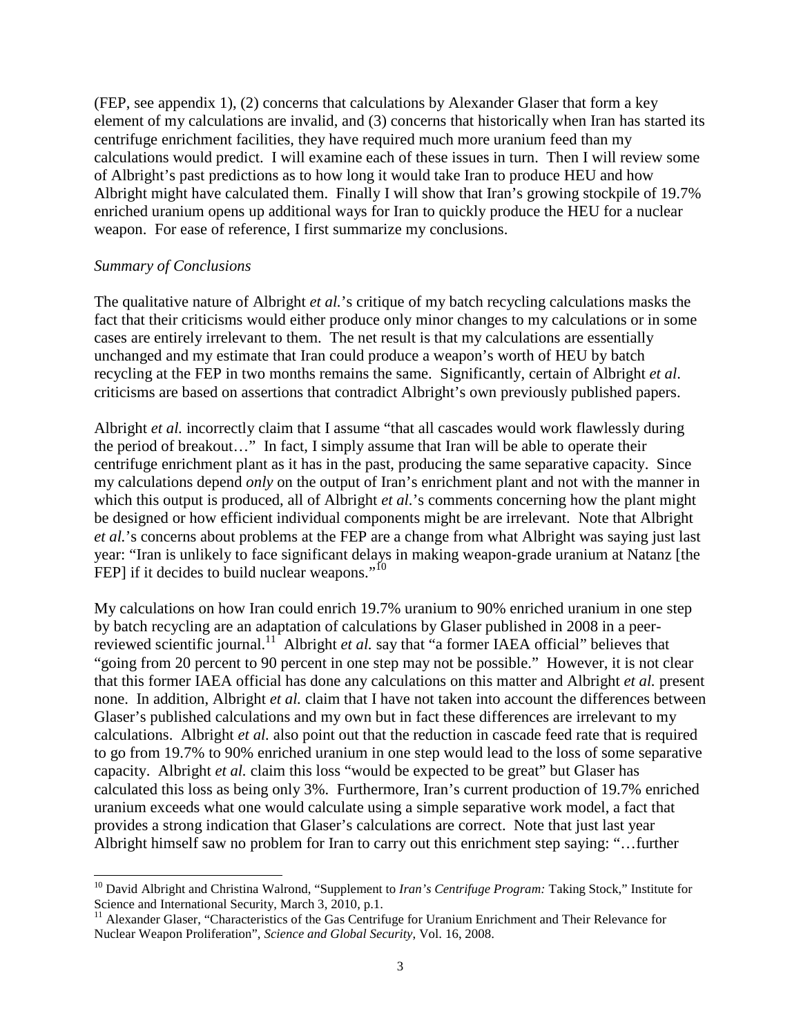(FEP, see appendix 1), (2) concerns that calculations by Alexander Glaser that form a key element of my calculations are invalid, and (3) concerns that historically when Iran has started its centrifuge enrichment facilities, they have required much more uranium feed than my calculations would predict. I will examine each of these issues in turn. Then I will review some of Albright's past predictions as to how long it would take Iran to produce HEU and how Albright might have calculated them. Finally I will show that Iran's growing stockpile of 19.7% enriched uranium opens up additional ways for Iran to quickly produce the HEU for a nuclear weapon. For ease of reference, I first summarize my conclusions.

*Summary of Conclusions*

The qualitative nature of Albright *et al.*'s critique of my batch recycling calculations masks the fact that their criticisms would either produce only minor changes to my calculations or in some cases are entirely irrelevant to them. The net result is that my calculations are essentially unchanged and my estimate that Iran could produce a weapon's worth of HEU by batch recycling at the FEP in two months remains the same. Significantly, certain of Albright *et al.* criticisms are based on assertions that contradict Albright's own previously published papers.

Albright *et al.* incorrectly claim that I assume "that all cascades would work flawlessly during the period of breakout…" In fact, I simply assume that Iran will be able to operate their centrifuge enrichment plant as it has in the past, producing the same separative capacity. Since my calculations depend *only* on the output of Iran's enrichment plant and not with the manner in which this output is produced, all of Albright *et al.*'s comments concerning how the plant might be designed or how efficient individual components might be are irrelevant. Note that Albright *et al.*'s concerns about problems at the FEP are a change from what Albright was saying just last year: "Iran is unlikely to face significant delays in making weapon-grade uranium at Natanz [the FEP] if it decides to build nuclear weapons."[10]

My calculations on how Iran could enrich 19.7% uranium to 90% enriched uranium in one step by batch recycling are an adaptation of calculations by Glaser published in 2008 in a peer-reviewed scientific journal.[11] Albright *et al.* say that "a former IAEA official" believes that "going from 20 percent to 90 percent in one step may not be possible." However, it is not clear that this former IAEA official has done any calculations on this matter and Albright *et al.* present none. In addition, Albright *et al.* claim that I have not taken into account the differences between Glaser's published calculations and my own but in fact these differences are irrelevant to my calculations. Albright *et al.* also point out that the reduction in cascade feed rate that is required to go from 19.7% to 90% enriched uranium in one step would lead to the loss of some separative capacity. Albright *et al.* claim this loss "would be expected to be great" but Glaser has calculated this loss as being only 3%. Furthermore, Iran's current production of 19.7% enriched uranium exceeds what one would calculate using a simple separative work model, a fact that provides a strong indication that Glaser's calculations are correct. Note that just last year Albright himself saw no problem for Iran to carry out this enrichment step saying: "…further

---

[10] David Albright and Christina Walrond, "Supplement to *Iran's Centrifuge Program:* Taking Stock," Institute for Science and International Security, March 3, 2010, p.1.

[11] Alexander Glaser, "Characteristics of the Gas Centrifuge for Uranium Enrichment and Their Relevance for Nuclear Weapon Proliferation", *Science and Global Security*, Vol. 16, 2008.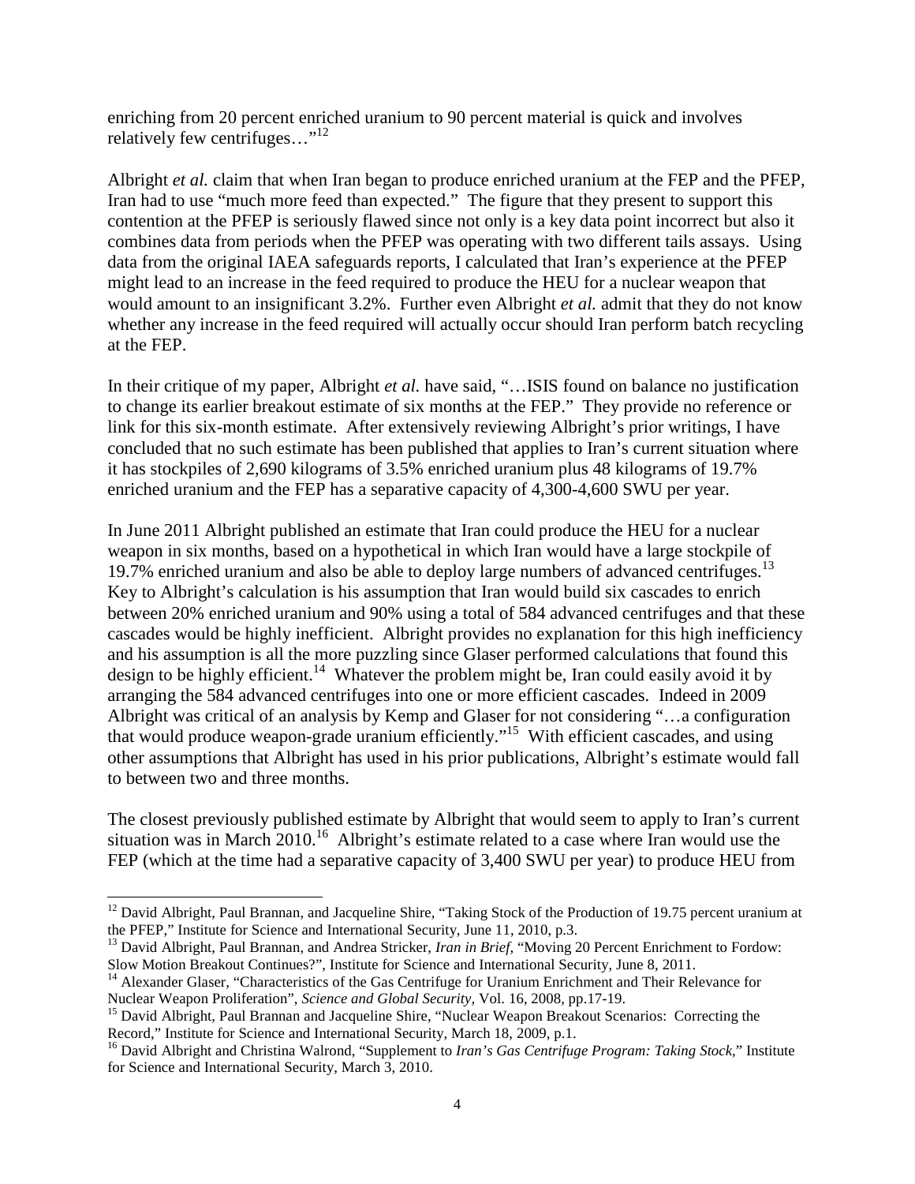enriching from 20 percent enriched uranium to 90 percent material is quick and involves relatively few centrifuges…"[12]

Albright *et al.* claim that when Iran began to produce enriched uranium at the FEP and the PFEP, Iran had to use "much more feed than expected." The figure that they present to support this contention at the PFEP is seriously flawed since not only is a key data point incorrect but also it combines data from periods when the PFEP was operating with two different tails assays. Using data from the original IAEA safeguards reports, I calculated that Iran's experience at the PFEP might lead to an increase in the feed required to produce the HEU for a nuclear weapon that would amount to an insignificant 3.2%. Further even Albright *et al.* admit that they do not know whether any increase in the feed required will actually occur should Iran perform batch recycling at the FEP.

In their critique of my paper, Albright *et al.* have said, "…ISIS found on balance no justification to change its earlier breakout estimate of six months at the FEP." They provide no reference or link for this six-month estimate. After extensively reviewing Albright's prior writings, I have concluded that no such estimate has been published that applies to Iran's current situation where it has stockpiles of 2,690 kilograms of 3.5% enriched uranium plus 48 kilograms of 19.7% enriched uranium and the FEP has a separative capacity of 4,300-4,600 SWU per year.

In June 2011 Albright published an estimate that Iran could produce the HEU for a nuclear weapon in six months, based on a hypothetical in which Iran would have a large stockpile of 19.7% enriched uranium and also be able to deploy large numbers of advanced centrifuges.[13] Key to Albright's calculation is his assumption that Iran would build six cascades to enrich between 20% enriched uranium and 90% using a total of 584 advanced centrifuges and that these cascades would be highly inefficient. Albright provides no explanation for this high inefficiency and his assumption is all the more puzzling since Glaser performed calculations that found this design to be highly efficient.[14] Whatever the problem might be, Iran could easily avoid it by arranging the 584 advanced centrifuges into one or more efficient cascades. Indeed in 2009 Albright was critical of an analysis by Kemp and Glaser for not considering "…a configuration that would produce weapon-grade uranium efficiently."[15] With efficient cascades, and using other assumptions that Albright has used in his prior publications, Albright's estimate would fall to between two and three months.

The closest previously published estimate by Albright that would seem to apply to Iran's current situation was in March 2010.[16] Albright's estimate related to a case where Iran would use the FEP (which at the time had a separative capacity of 3,400 SWU per year) to produce HEU from

---

[12] David Albright, Paul Brannan, and Jacqueline Shire, "Taking Stock of the Production of 19.75 percent uranium at the PFEP," Institute for Science and International Security, June 11, 2010, p.3.

[13] David Albright, Paul Brannan, and Andrea Stricker, *Iran in Brief*, "Moving 20 Percent Enrichment to Fordow: Slow Motion Breakout Continues?", Institute for Science and International Security, June 8, 2011.

[14] Alexander Glaser, "Characteristics of the Gas Centrifuge for Uranium Enrichment and Their Relevance for Nuclear Weapon Proliferation", *Science and Global Security*, Vol. 16, 2008, pp.17-19.

[15] David Albright, Paul Brannan and Jacqueline Shire, "Nuclear Weapon Breakout Scenarios: Correcting the Record," Institute for Science and International Security, March 18, 2009, p.1.

[16] David Albright and Christina Walrond, "Supplement to *Iran's Gas Centrifuge Program: Taking Stock*," Institute for Science and International Security, March 3, 2010.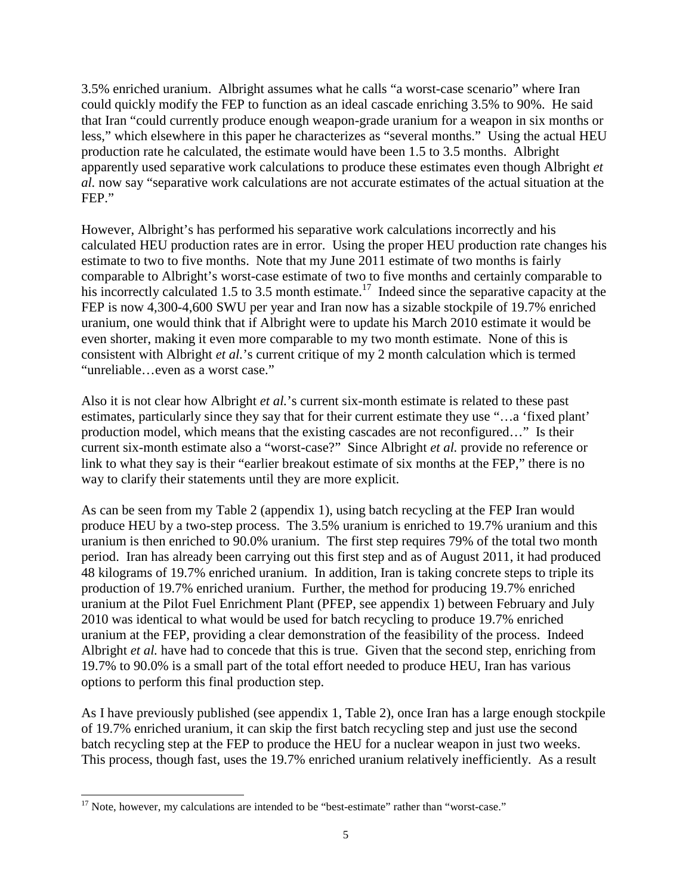3.5% enriched uranium. Albright assumes what he calls "a worst-case scenario" where Iran could quickly modify the FEP to function as an ideal cascade enriching 3.5% to 90%. He said that Iran "could currently produce enough weapon-grade uranium for a weapon in six months or less," which elsewhere in this paper he characterizes as "several months." Using the actual HEU production rate he calculated, the estimate would have been 1.5 to 3.5 months. Albright apparently used separative work calculations to produce these estimates even though Albright *et al.* now say "separative work calculations are not accurate estimates of the actual situation at the FEP."

However, Albright's has performed his separative work calculations incorrectly and his calculated HEU production rates are in error. Using the proper HEU production rate changes his estimate to two to five months. Note that my June 2011 estimate of two months is fairly comparable to Albright's worst-case estimate of two to five months and certainly comparable to his incorrectly calculated 1.5 to 3.5 month estimate.[17] Indeed since the separative capacity at the FEP is now 4,300-4,600 SWU per year and Iran now has a sizable stockpile of 19.7% enriched uranium, one would think that if Albright were to update his March 2010 estimate it would be even shorter, making it even more comparable to my two month estimate. None of this is consistent with Albright *et al.*'s current critique of my 2 month calculation which is termed "unreliable…even as a worst case."

Also it is not clear how Albright *et al.*'s current six-month estimate is related to these past estimates, particularly since they say that for their current estimate they use "…a 'fixed plant' production model, which means that the existing cascades are not reconfigured…" Is their current six-month estimate also a "worst-case?" Since Albright *et al.* provide no reference or link to what they say is their "earlier breakout estimate of six months at the FEP," there is no way to clarify their statements until they are more explicit.

As can be seen from my Table 2 (appendix 1), using batch recycling at the FEP Iran would produce HEU by a two-step process. The 3.5% uranium is enriched to 19.7% uranium and this uranium is then enriched to 90.0% uranium. The first step requires 79% of the total two month period. Iran has already been carrying out this first step and as of August 2011, it had produced 48 kilograms of 19.7% enriched uranium. In addition, Iran is taking concrete steps to triple its production of 19.7% enriched uranium. Further, the method for producing 19.7% enriched uranium at the Pilot Fuel Enrichment Plant (PFEP, see appendix 1) between February and July 2010 was identical to what would be used for batch recycling to produce 19.7% enriched uranium at the FEP, providing a clear demonstration of the feasibility of the process. Indeed Albright *et al.* have had to concede that this is true. Given that the second step, enriching from 19.7% to 90.0% is a small part of the total effort needed to produce HEU, Iran has various options to perform this final production step.

As I have previously published (see appendix 1, Table 2), once Iran has a large enough stockpile of 19.7% enriched uranium, it can skip the first batch recycling step and just use the second batch recycling step at the FEP to produce the HEU for a nuclear weapon in just two weeks. This process, though fast, uses the 19.7% enriched uranium relatively inefficiently. As a result

[17] Note, however, my calculations are intended to be "best-estimate" rather than "worst-case."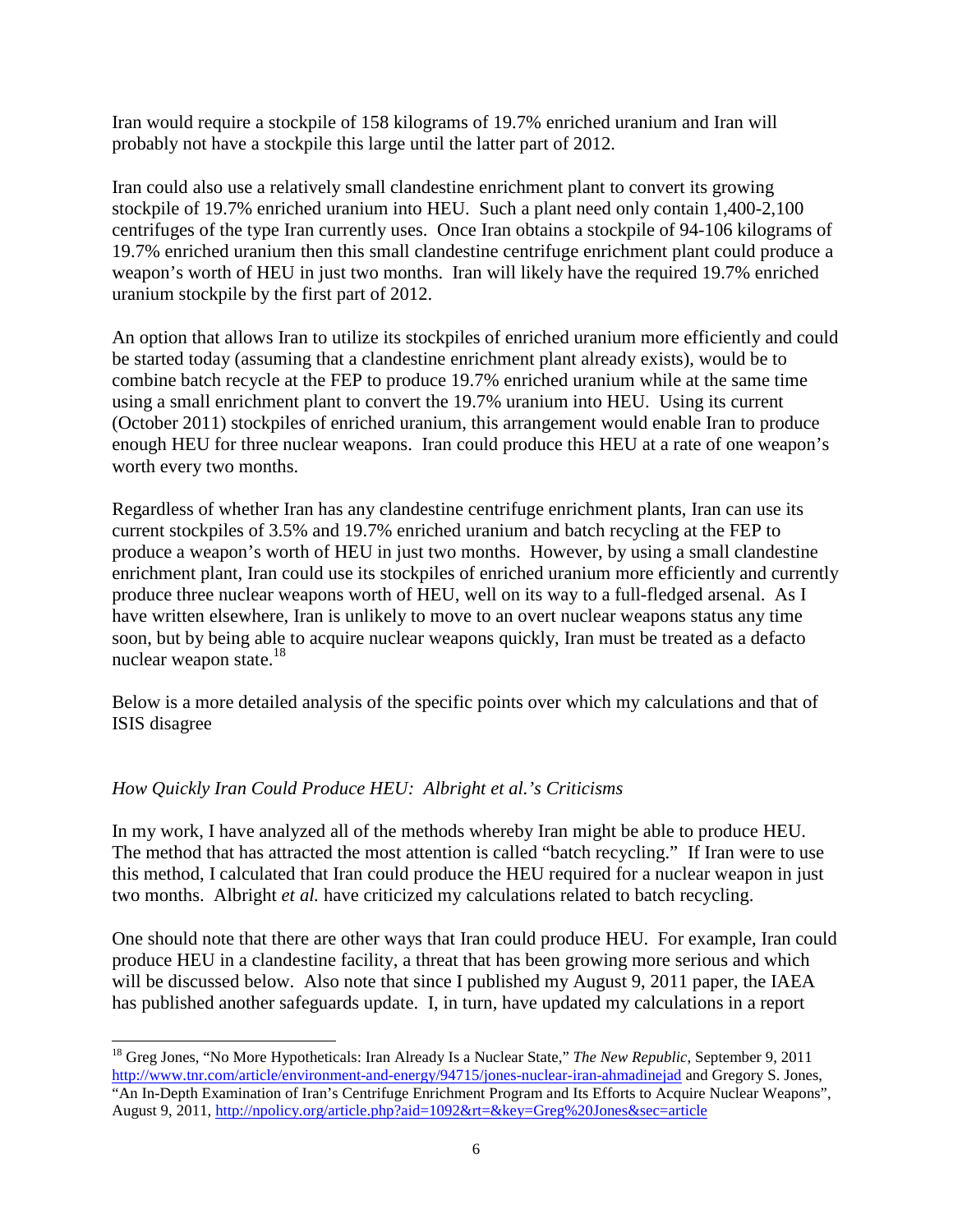Iran would require a stockpile of 158 kilograms of 19.7% enriched uranium and Iran will probably not have a stockpile this large until the latter part of 2012.

Iran could also use a relatively small clandestine enrichment plant to convert its growing stockpile of 19.7% enriched uranium into HEU. Such a plant need only contain 1,400-2,100 centrifuges of the type Iran currently uses. Once Iran obtains a stockpile of 94-106 kilograms of 19.7% enriched uranium then this small clandestine centrifuge enrichment plant could produce a weapon's worth of HEU in just two months. Iran will likely have the required 19.7% enriched uranium stockpile by the first part of 2012.

An option that allows Iran to utilize its stockpiles of enriched uranium more efficiently and could be started today (assuming that a clandestine enrichment plant already exists), would be to combine batch recycle at the FEP to produce 19.7% enriched uranium while at the same time using a small enrichment plant to convert the 19.7% uranium into HEU. Using its current (October 2011) stockpiles of enriched uranium, this arrangement would enable Iran to produce enough HEU for three nuclear weapons. Iran could produce this HEU at a rate of one weapon's worth every two months.

Regardless of whether Iran has any clandestine centrifuge enrichment plants, Iran can use its current stockpiles of 3.5% and 19.7% enriched uranium and batch recycling at the FEP to produce a weapon's worth of HEU in just two months. However, by using a small clandestine enrichment plant, Iran could use its stockpiles of enriched uranium more efficiently and currently produce three nuclear weapons worth of HEU, well on its way to a full-fledged arsenal. As I have written elsewhere, Iran is unlikely to move to an overt nuclear weapons status any time soon, but by being able to acquire nuclear weapons quickly, Iran must be treated as a defacto nuclear weapon state.[18]

Below is a more detailed analysis of the specific points over which my calculations and that of ISIS disagree

*How Quickly Iran Could Produce HEU: Albright et al.'s Criticisms*

In my work, I have analyzed all of the methods whereby Iran might be able to produce HEU. The method that has attracted the most attention is called "batch recycling." If Iran were to use this method, I calculated that Iran could produce the HEU required for a nuclear weapon in just two months. Albright *et al.* have criticized my calculations related to batch recycling.

One should note that there are other ways that Iran could produce HEU. For example, Iran could produce HEU in a clandestine facility, a threat that has been growing more serious and which will be discussed below. Also note that since I published my August 9, 2011 paper, the IAEA has published another safeguards update. I, in turn, have updated my calculations in a report

---

[18] Greg Jones, "No More Hypotheticals: Iran Already Is a Nuclear State," *The New Republic*, September 9, 2011 http://www.tnr.com/article/environment-and-energy/94715/jones-nuclear-iran-ahmadinejad and Gregory S. Jones, "An In-Depth Examination of Iran's Centrifuge Enrichment Program and Its Efforts to Acquire Nuclear Weapons", August 9, 2011, http://npolicy.org/article.php?aid=1092&rt=&key=Greg%20Jones&sec=article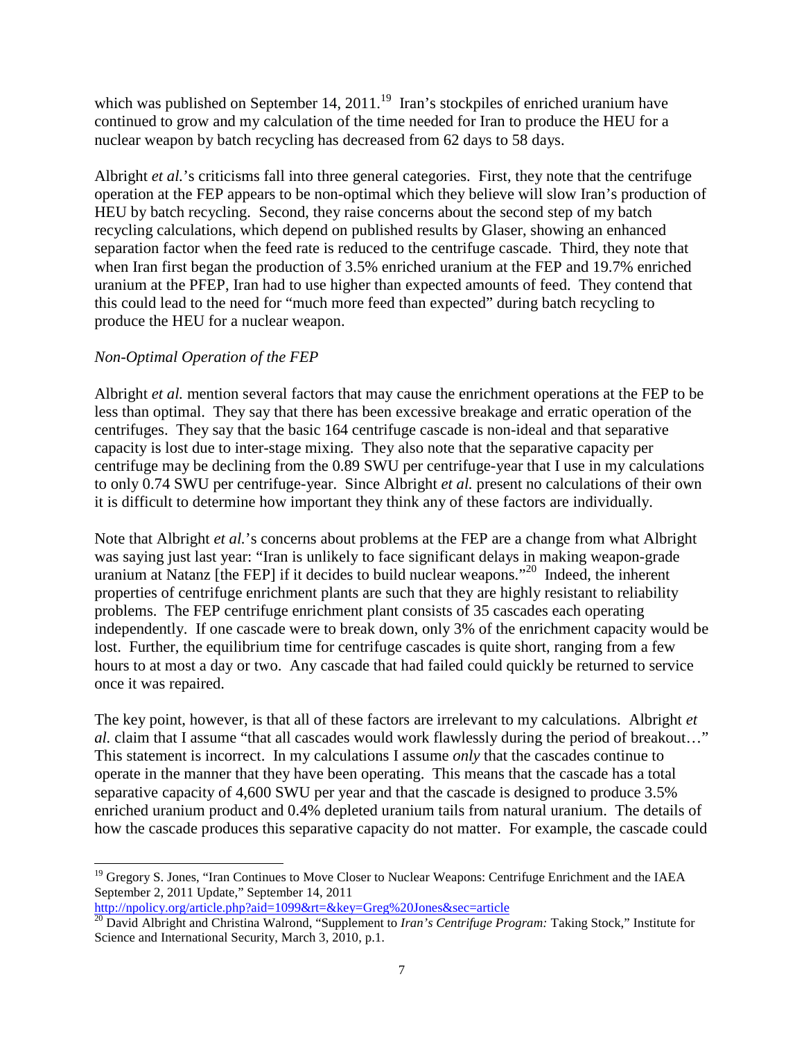which was published on September 14, 2011.[19] Iran's stockpiles of enriched uranium have continued to grow and my calculation of the time needed for Iran to produce the HEU for a nuclear weapon by batch recycling has decreased from 62 days to 58 days.

Albright *et al.*'s criticisms fall into three general categories. First, they note that the centrifuge operation at the FEP appears to be non-optimal which they believe will slow Iran's production of HEU by batch recycling. Second, they raise concerns about the second step of my batch recycling calculations, which depend on published results by Glaser, showing an enhanced separation factor when the feed rate is reduced to the centrifuge cascade. Third, they note that when Iran first began the production of 3.5% enriched uranium at the FEP and 19.7% enriched uranium at the PFEP, Iran had to use higher than expected amounts of feed. They contend that this could lead to the need for "much more feed than expected" during batch recycling to produce the HEU for a nuclear weapon.

*Non-Optimal Operation of the FEP*

Albright *et al.* mention several factors that may cause the enrichment operations at the FEP to be less than optimal. They say that there has been excessive breakage and erratic operation of the centrifuges. They say that the basic 164 centrifuge cascade is non-ideal and that separative capacity is lost due to inter-stage mixing. They also note that the separative capacity per centrifuge may be declining from the 0.89 SWU per centrifuge-year that I use in my calculations to only 0.74 SWU per centrifuge-year. Since Albright *et al.* present no calculations of their own it is difficult to determine how important they think any of these factors are individually.

Note that Albright *et al.*'s concerns about problems at the FEP are a change from what Albright was saying just last year: "Iran is unlikely to face significant delays in making weapon-grade uranium at Natanz [the FEP] if it decides to build nuclear weapons."[20] Indeed, the inherent properties of centrifuge enrichment plants are such that they are highly resistant to reliability problems. The FEP centrifuge enrichment plant consists of 35 cascades each operating independently. If one cascade were to break down, only 3% of the enrichment capacity would be lost. Further, the equilibrium time for centrifuge cascades is quite short, ranging from a few hours to at most a day or two. Any cascade that had failed could quickly be returned to service once it was repaired.

The key point, however, is that all of these factors are irrelevant to my calculations. Albright *et al.* claim that I assume "that all cascades would work flawlessly during the period of breakout…" This statement is incorrect. In my calculations I assume *only* that the cascades continue to operate in the manner that they have been operating. This means that the cascade has a total separative capacity of 4,600 SWU per year and that the cascade is designed to produce 3.5% enriched uranium product and 0.4% depleted uranium tails from natural uranium. The details of how the cascade produces this separative capacity do not matter. For example, the cascade could

[19] Gregory S. Jones, "Iran Continues to Move Closer to Nuclear Weapons: Centrifuge Enrichment and the IAEA September 2, 2011 Update," September 14, 2011 http://npolicy.org/article.php?aid=1099&rt=&key=Greg%20Jones&sec=article

[20] David Albright and Christina Walrond, "Supplement to *Iran's Centrifuge Program:* Taking Stock," Institute for Science and International Security, March 3, 2010, p.1.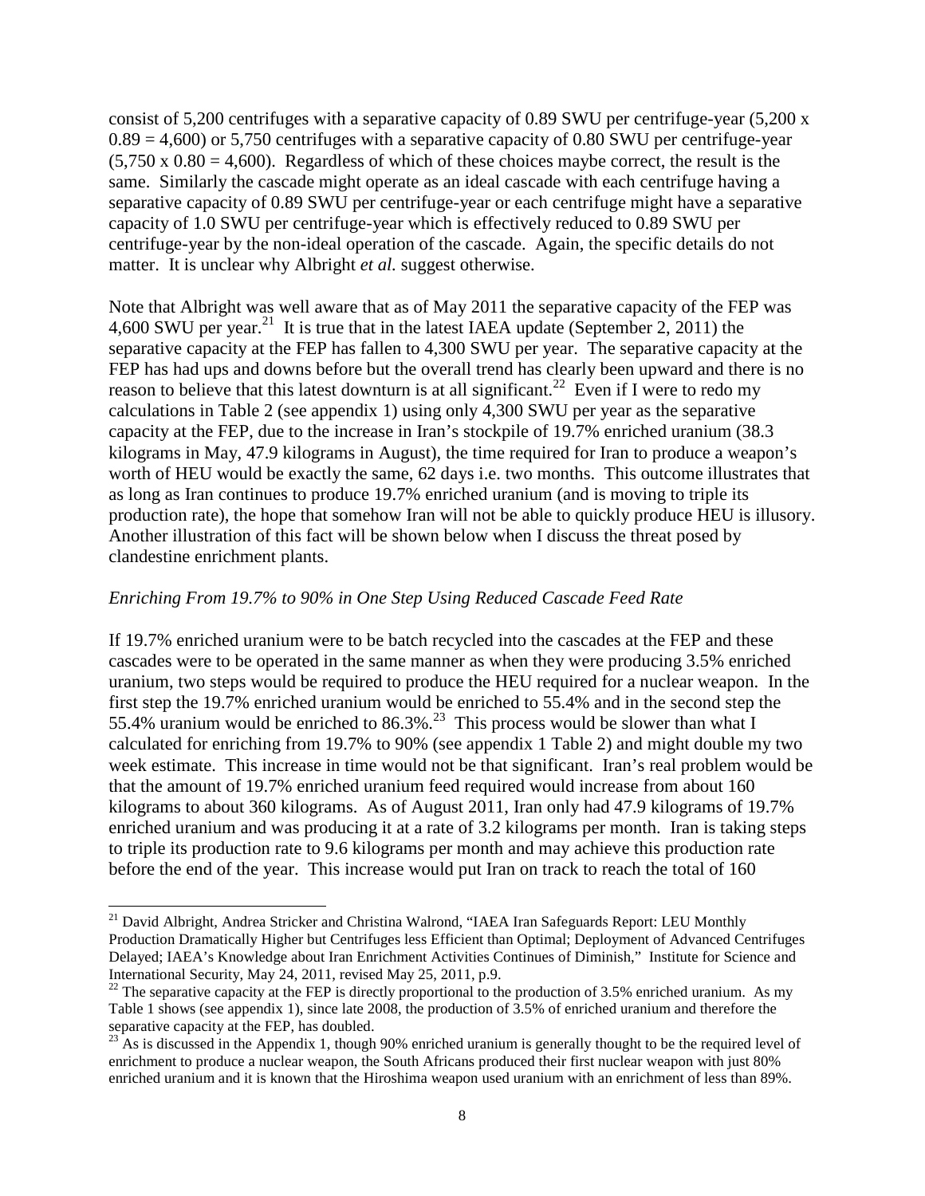consist of 5,200 centrifuges with a separative capacity of 0.89 SWU per centrifuge-year (5,200 x 0.89 = 4,600) or 5,750 centrifuges with a separative capacity of 0.80 SWU per centrifuge-year (5,750 x 0.80 = 4,600). Regardless of which of these choices maybe correct, the result is the same. Similarly the cascade might operate as an ideal cascade with each centrifuge having a separative capacity of 0.89 SWU per centrifuge-year or each centrifuge might have a separative capacity of 1.0 SWU per centrifuge-year which is effectively reduced to 0.89 SWU per centrifuge-year by the non-ideal operation of the cascade. Again, the specific details do not matter. It is unclear why Albright *et al.* suggest otherwise.

Note that Albright was well aware that as of May 2011 the separative capacity of the FEP was 4,600 SWU per year.[21] It is true that in the latest IAEA update (September 2, 2011) the separative capacity at the FEP has fallen to 4,300 SWU per year. The separative capacity at the FEP has had ups and downs before but the overall trend has clearly been upward and there is no reason to believe that this latest downturn is at all significant.[22] Even if I were to redo my calculations in Table 2 (see appendix 1) using only 4,300 SWU per year as the separative capacity at the FEP, due to the increase in Iran's stockpile of 19.7% enriched uranium (38.3 kilograms in May, 47.9 kilograms in August), the time required for Iran to produce a weapon's worth of HEU would be exactly the same, 62 days i.e. two months. This outcome illustrates that as long as Iran continues to produce 19.7% enriched uranium (and is moving to triple its production rate), the hope that somehow Iran will not be able to quickly produce HEU is illusory. Another illustration of this fact will be shown below when I discuss the threat posed by clandestine enrichment plants.

*Enriching From 19.7% to 90% in One Step Using Reduced Cascade Feed Rate*

If 19.7% enriched uranium were to be batch recycled into the cascades at the FEP and these cascades were to be operated in the same manner as when they were producing 3.5% enriched uranium, two steps would be required to produce the HEU required for a nuclear weapon. In the first step the 19.7% enriched uranium would be enriched to 55.4% and in the second step the 55.4% uranium would be enriched to 86.3%.[23] This process would be slower than what I calculated for enriching from 19.7% to 90% (see appendix 1 Table 2) and might double my two week estimate. This increase in time would not be that significant. Iran's real problem would be that the amount of 19.7% enriched uranium feed required would increase from about 160 kilograms to about 360 kilograms. As of August 2011, Iran only had 47.9 kilograms of 19.7% enriched uranium and was producing it at a rate of 3.2 kilograms per month. Iran is taking steps to triple its production rate to 9.6 kilograms per month and may achieve this production rate before the end of the year. This increase would put Iran on track to reach the total of 160

---

[21] David Albright, Andrea Stricker and Christina Walrond, "IAEA Iran Safeguards Report: LEU Monthly Production Dramatically Higher but Centrifuges less Efficient than Optimal; Deployment of Advanced Centrifuges Delayed; IAEA's Knowledge about Iran Enrichment Activities Continues of Diminish," Institute for Science and International Security, May 24, 2011, revised May 25, 2011, p.9.

[22] The separative capacity at the FEP is directly proportional to the production of 3.5% enriched uranium. As my Table 1 shows (see appendix 1), since late 2008, the production of 3.5% of enriched uranium and therefore the separative capacity at the FEP, has doubled.

[23] As is discussed in the Appendix 1, though 90% enriched uranium is generally thought to be the required level of enrichment to produce a nuclear weapon, the South Africans produced their first nuclear weapon with just 80% enriched uranium and it is known that the Hiroshima weapon used uranium with an enrichment of less than 89%.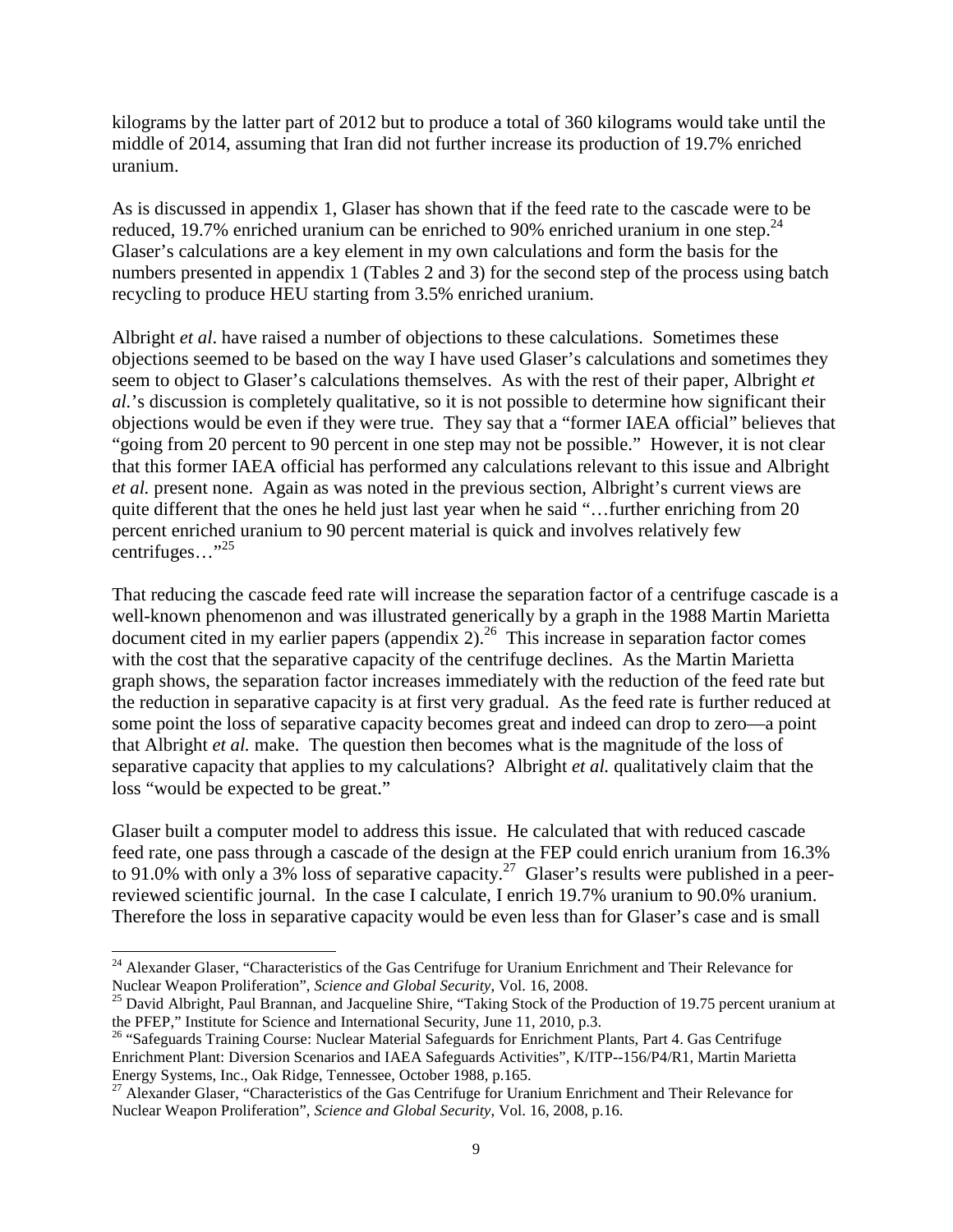kilograms by the latter part of 2012 but to produce a total of 360 kilograms would take until the middle of 2014, assuming that Iran did not further increase its production of 19.7% enriched uranium.

As is discussed in appendix 1, Glaser has shown that if the feed rate to the cascade were to be reduced, 19.7% enriched uranium can be enriched to 90% enriched uranium in one step.[24] Glaser's calculations are a key element in my own calculations and form the basis for the numbers presented in appendix 1 (Tables 2 and 3) for the second step of the process using batch recycling to produce HEU starting from 3.5% enriched uranium.

Albright *et al*. have raised a number of objections to these calculations. Sometimes these objections seemed to be based on the way I have used Glaser's calculations and sometimes they seem to object to Glaser's calculations themselves. As with the rest of their paper, Albright *et al.*'s discussion is completely qualitative, so it is not possible to determine how significant their objections would be even if they were true. They say that a "former IAEA official" believes that "going from 20 percent to 90 percent in one step may not be possible." However, it is not clear that this former IAEA official has performed any calculations relevant to this issue and Albright *et al.* present none. Again as was noted in the previous section, Albright's current views are quite different that the ones he held just last year when he said "…further enriching from 20 percent enriched uranium to 90 percent material is quick and involves relatively few centrifuges…"[25]

That reducing the cascade feed rate will increase the separation factor of a centrifuge cascade is a well-known phenomenon and was illustrated generically by a graph in the 1988 Martin Marietta document cited in my earlier papers (appendix 2).[26] This increase in separation factor comes with the cost that the separative capacity of the centrifuge declines. As the Martin Marietta graph shows, the separation factor increases immediately with the reduction of the feed rate but the reduction in separative capacity is at first very gradual. As the feed rate is further reduced at some point the loss of separative capacity becomes great and indeed can drop to zero—a point that Albright *et al.* make. The question then becomes what is the magnitude of the loss of separative capacity that applies to my calculations? Albright *et al.* qualitatively claim that the loss "would be expected to be great."

Glaser built a computer model to address this issue. He calculated that with reduced cascade feed rate, one pass through a cascade of the design at the FEP could enrich uranium from 16.3% to 91.0% with only a 3% loss of separative capacity.[27] Glaser's results were published in a peer-reviewed scientific journal. In the case I calculate, I enrich 19.7% uranium to 90.0% uranium. Therefore the loss in separative capacity would be even less than for Glaser's case and is small

---

[24] Alexander Glaser, "Characteristics of the Gas Centrifuge for Uranium Enrichment and Their Relevance for Nuclear Weapon Proliferation", *Science and Global Security*, Vol. 16, 2008.

[25] David Albright, Paul Brannan, and Jacqueline Shire, "Taking Stock of the Production of 19.75 percent uranium at the PFEP," Institute for Science and International Security, June 11, 2010, p.3.

[26] "Safeguards Training Course: Nuclear Material Safeguards for Enrichment Plants, Part 4. Gas Centrifuge Enrichment Plant: Diversion Scenarios and IAEA Safeguards Activities", K/ITP--156/P4/R1, Martin Marietta Energy Systems, Inc., Oak Ridge, Tennessee, October 1988, p.165.

[27] Alexander Glaser, "Characteristics of the Gas Centrifuge for Uranium Enrichment and Their Relevance for Nuclear Weapon Proliferation", *Science and Global Security*, Vol. 16, 2008, p.16.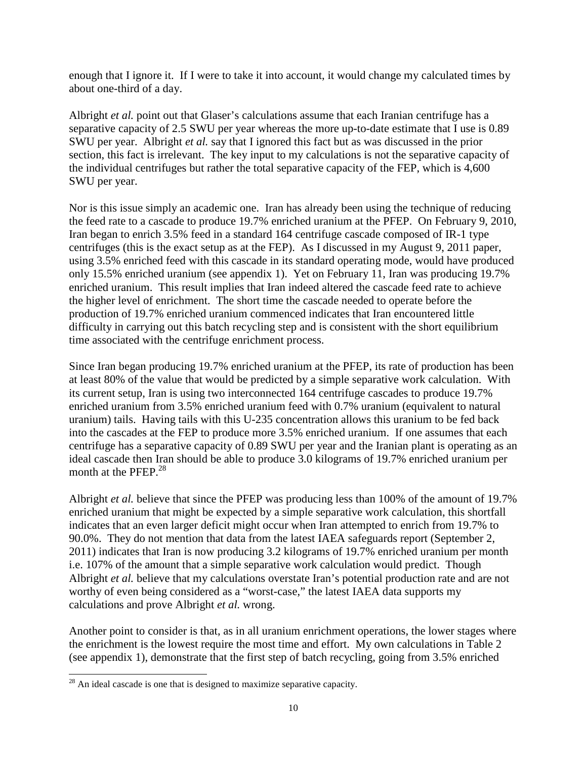enough that I ignore it. If I were to take it into account, it would change my calculated times by about one-third of a day.

Albright *et al.* point out that Glaser's calculations assume that each Iranian centrifuge has a separative capacity of 2.5 SWU per year whereas the more up-to-date estimate that I use is 0.89 SWU per year. Albright *et al.* say that I ignored this fact but as was discussed in the prior section, this fact is irrelevant. The key input to my calculations is not the separative capacity of the individual centrifuges but rather the total separative capacity of the FEP, which is 4,600 SWU per year.

Nor is this issue simply an academic one. Iran has already been using the technique of reducing the feed rate to a cascade to produce 19.7% enriched uranium at the PFEP. On February 9, 2010, Iran began to enrich 3.5% feed in a standard 164 centrifuge cascade composed of IR-1 type centrifuges (this is the exact setup as at the FEP). As I discussed in my August 9, 2011 paper, using 3.5% enriched feed with this cascade in its standard operating mode, would have produced only 15.5% enriched uranium (see appendix 1). Yet on February 11, Iran was producing 19.7% enriched uranium. This result implies that Iran indeed altered the cascade feed rate to achieve the higher level of enrichment. The short time the cascade needed to operate before the production of 19.7% enriched uranium commenced indicates that Iran encountered little difficulty in carrying out this batch recycling step and is consistent with the short equilibrium time associated with the centrifuge enrichment process.

Since Iran began producing 19.7% enriched uranium at the PFEP, its rate of production has been at least 80% of the value that would be predicted by a simple separative work calculation. With its current setup, Iran is using two interconnected 164 centrifuge cascades to produce 19.7% enriched uranium from 3.5% enriched uranium feed with 0.7% uranium (equivalent to natural uranium) tails. Having tails with this U-235 concentration allows this uranium to be fed back into the cascades at the FEP to produce more 3.5% enriched uranium. If one assumes that each centrifuge has a separative capacity of 0.89 SWU per year and the Iranian plant is operating as an ideal cascade then Iran should be able to produce 3.0 kilograms of 19.7% enriched uranium per month at the PFEP.[28]

Albright *et al.* believe that since the PFEP was producing less than 100% of the amount of 19.7% enriched uranium that might be expected by a simple separative work calculation, this shortfall indicates that an even larger deficit might occur when Iran attempted to enrich from 19.7% to 90.0%. They do not mention that data from the latest IAEA safeguards report (September 2, 2011) indicates that Iran is now producing 3.2 kilograms of 19.7% enriched uranium per month i.e. 107% of the amount that a simple separative work calculation would predict. Though Albright *et al.* believe that my calculations overstate Iran's potential production rate and are not worthy of even being considered as a "worst-case," the latest IAEA data supports my calculations and prove Albright *et al.* wrong.

Another point to consider is that, as in all uranium enrichment operations, the lower stages where the enrichment is the lowest require the most time and effort. My own calculations in Table 2 (see appendix 1), demonstrate that the first step of batch recycling, going from 3.5% enriched

[28] An ideal cascade is one that is designed to maximize separative capacity.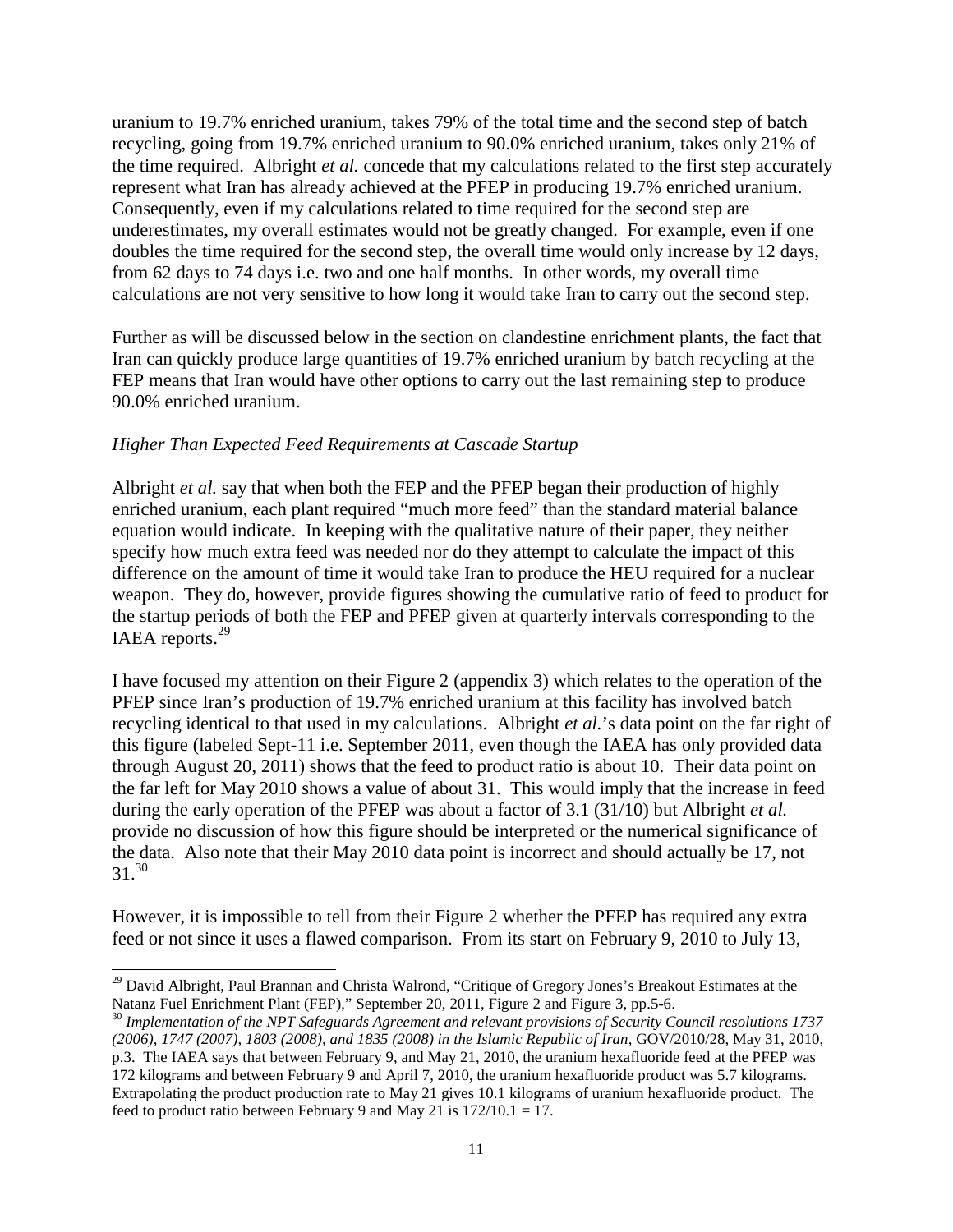uranium to 19.7% enriched uranium, takes 79% of the total time and the second step of batch recycling, going from 19.7% enriched uranium to 90.0% enriched uranium, takes only 21% of the time required. Albright *et al.* concede that my calculations related to the first step accurately represent what Iran has already achieved at the PFEP in producing 19.7% enriched uranium. Consequently, even if my calculations related to time required for the second step are underestimates, my overall estimates would not be greatly changed. For example, even if one doubles the time required for the second step, the overall time would only increase by 12 days, from 62 days to 74 days i.e. two and one half months. In other words, my overall time calculations are not very sensitive to how long it would take Iran to carry out the second step.

Further as will be discussed below in the section on clandestine enrichment plants, the fact that Iran can quickly produce large quantities of 19.7% enriched uranium by batch recycling at the FEP means that Iran would have other options to carry out the last remaining step to produce 90.0% enriched uranium.

*Higher Than Expected Feed Requirements at Cascade Startup*

Albright *et al.* say that when both the FEP and the PFEP began their production of highly enriched uranium, each plant required "much more feed" than the standard material balance equation would indicate. In keeping with the qualitative nature of their paper, they neither specify how much extra feed was needed nor do they attempt to calculate the impact of this difference on the amount of time it would take Iran to produce the HEU required for a nuclear weapon. They do, however, provide figures showing the cumulative ratio of feed to product for the startup periods of both the FEP and PFEP given at quarterly intervals corresponding to the IAEA reports.[29]

I have focused my attention on their Figure 2 (appendix 3) which relates to the operation of the PFEP since Iran's production of 19.7% enriched uranium at this facility has involved batch recycling identical to that used in my calculations. Albright *et al.*'s data point on the far right of this figure (labeled Sept-11 i.e. September 2011, even though the IAEA has only provided data through August 20, 2011) shows that the feed to product ratio is about 10. Their data point on the far left for May 2010 shows a value of about 31. This would imply that the increase in feed during the early operation of the PFEP was about a factor of 3.1 (31/10) but Albright *et al.* provide no discussion of how this figure should be interpreted or the numerical significance of the data. Also note that their May 2010 data point is incorrect and should actually be 17, not 31.[30]

However, it is impossible to tell from their Figure 2 whether the PFEP has required any extra feed or not since it uses a flawed comparison. From its start on February 9, 2010 to July 13,

---

[29] David Albright, Paul Brannan and Christa Walrond, "Critique of Gregory Jones's Breakout Estimates at the Natanz Fuel Enrichment Plant (FEP)," September 20, 2011, Figure 2 and Figure 3, pp.5-6.

[30] *Implementation of the NPT Safeguards Agreement and relevant provisions of Security Council resolutions 1737 (2006), 1747 (2007), 1803 (2008), and 1835 (2008) in the Islamic Republic of Iran*, GOV/2010/28, May 31, 2010, p.3. The IAEA says that between February 9, and May 21, 2010, the uranium hexafluoride feed at the PFEP was 172 kilograms and between February 9 and April 7, 2010, the uranium hexafluoride product was 5.7 kilograms. Extrapolating the product production rate to May 21 gives 10.1 kilograms of uranium hexafluoride product. The feed to product ratio between February 9 and May 21 is 172/10.1 = 17.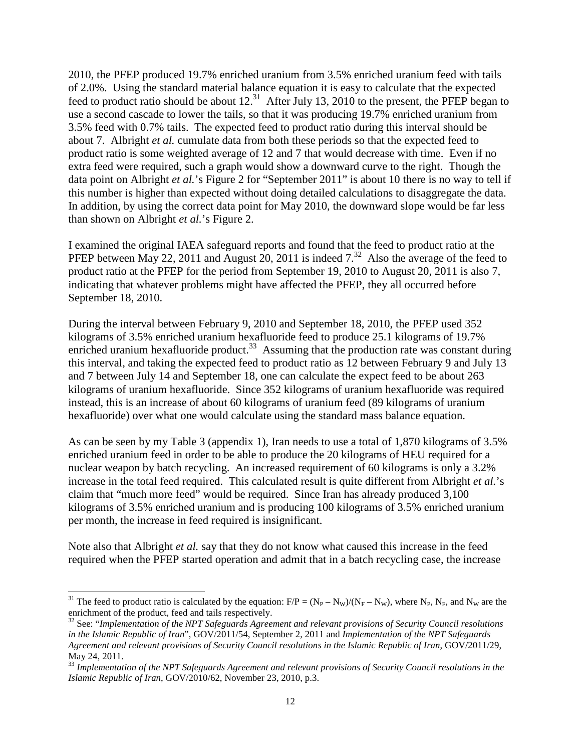2010, the PFEP produced 19.7% enriched uranium from 3.5% enriched uranium feed with tails of 2.0%. Using the standard material balance equation it is easy to calculate that the expected feed to product ratio should be about 12.[31] After July 13, 2010 to the present, the PFEP began to use a second cascade to lower the tails, so that it was producing 19.7% enriched uranium from 3.5% feed with 0.7% tails. The expected feed to product ratio during this interval should be about 7. Albright *et al.* cumulate data from both these periods so that the expected feed to product ratio is some weighted average of 12 and 7 that would decrease with time. Even if no extra feed were required, such a graph would show a downward curve to the right. Though the data point on Albright *et al.*'s Figure 2 for "September 2011" is about 10 there is no way to tell if this number is higher than expected without doing detailed calculations to disaggregate the data. In addition, by using the correct data point for May 2010, the downward slope would be far less than shown on Albright *et al.*'s Figure 2.

I examined the original IAEA safeguard reports and found that the feed to product ratio at the PFEP between May 22, 2011 and August 20, 2011 is indeed 7.[32] Also the average of the feed to product ratio at the PFEP for the period from September 19, 2010 to August 20, 2011 is also 7, indicating that whatever problems might have affected the PFEP, they all occurred before September 18, 2010.

During the interval between February 9, 2010 and September 18, 2010, the PFEP used 352 kilograms of 3.5% enriched uranium hexafluoride feed to produce 25.1 kilograms of 19.7% enriched uranium hexafluoride product.[33] Assuming that the production rate was constant during this interval, and taking the expected feed to product ratio as 12 between February 9 and July 13 and 7 between July 14 and September 18, one can calculate the expect feed to be about 263 kilograms of uranium hexafluoride. Since 352 kilograms of uranium hexafluoride was required instead, this is an increase of about 60 kilograms of uranium feed (89 kilograms of uranium hexafluoride) over what one would calculate using the standard mass balance equation.

As can be seen by my Table 3 (appendix 1), Iran needs to use a total of 1,870 kilograms of 3.5% enriched uranium feed in order to be able to produce the 20 kilograms of HEU required for a nuclear weapon by batch recycling. An increased requirement of 60 kilograms is only a 3.2% increase in the total feed required. This calculated result is quite different from Albright *et al.*'s claim that "much more feed" would be required. Since Iran has already produced 3,100 kilograms of 3.5% enriched uranium and is producing 100 kilograms of 3.5% enriched uranium per month, the increase in feed required is insignificant.

Note also that Albright *et al.* say that they do not know what caused this increase in the feed required when the PFEP started operation and admit that in a batch recycling case, the increase

---

[31] The feed to product ratio is calculated by the equation: $F/P = (N_P - N_W)/(N_F - N_W)$, where $N_P$, $N_F$, and $N_W$ are the enrichment of the product, feed and tails respectively.

[32] See: "*Implementation of the NPT Safeguards Agreement and relevant provisions of Security Council resolutions in the Islamic Republic of Iran*", GOV/2011/54, September 2, 2011 and *Implementation of the NPT Safeguards Agreement and relevant provisions of Security Council resolutions in the Islamic Republic of Iran*, GOV/2011/29, May 24, 2011.

[33] *Implementation of the NPT Safeguards Agreement and relevant provisions of Security Council resolutions in the Islamic Republic of Iran*, GOV/2010/62, November 23, 2010, p.3.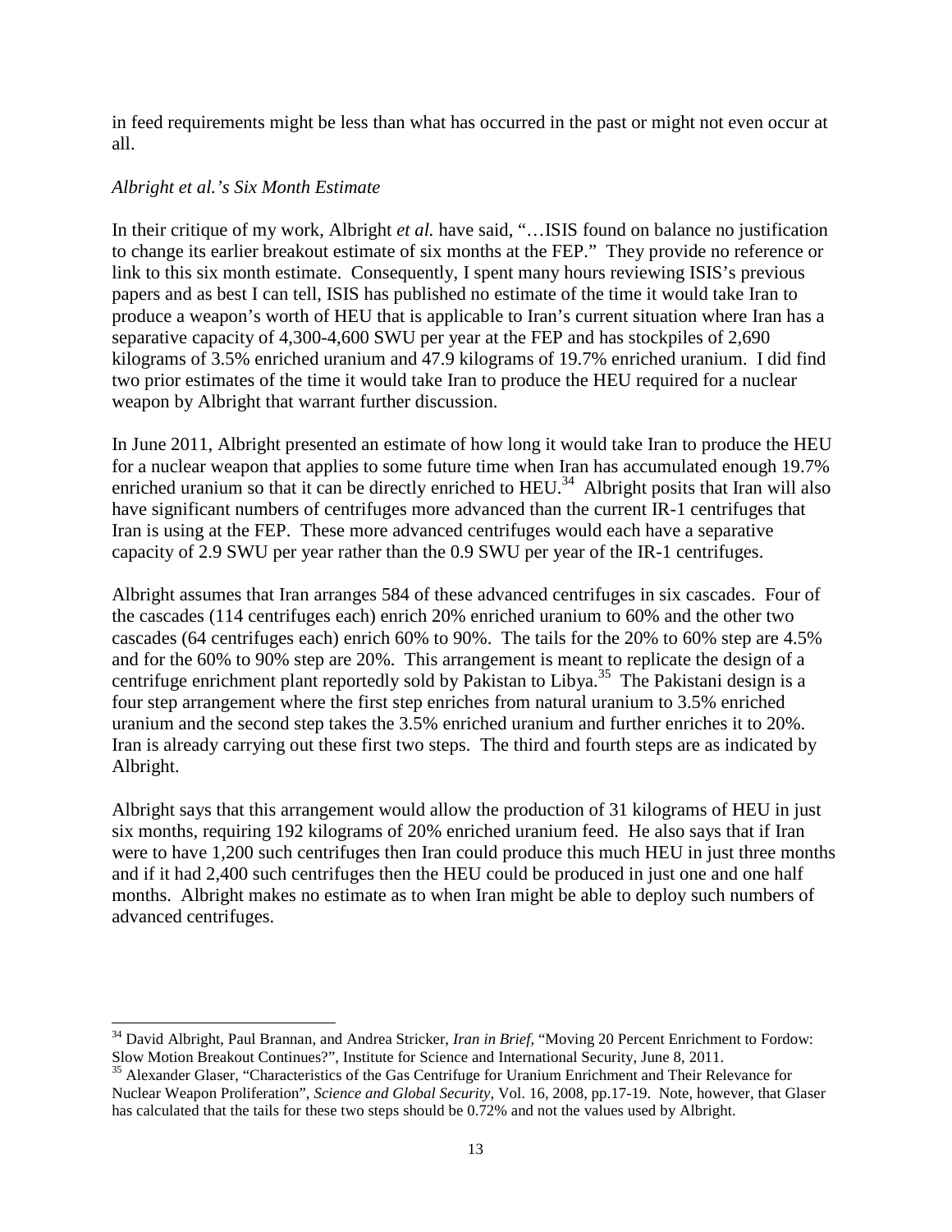in feed requirements might be less than what has occurred in the past or might not even occur at all.

*Albright et al.'s Six Month Estimate*

In their critique of my work, Albright *et al.* have said, "…ISIS found on balance no justification to change its earlier breakout estimate of six months at the FEP." They provide no reference or link to this six month estimate. Consequently, I spent many hours reviewing ISIS's previous papers and as best I can tell, ISIS has published no estimate of the time it would take Iran to produce a weapon's worth of HEU that is applicable to Iran's current situation where Iran has a separative capacity of 4,300-4,600 SWU per year at the FEP and has stockpiles of 2,690 kilograms of 3.5% enriched uranium and 47.9 kilograms of 19.7% enriched uranium. I did find two prior estimates of the time it would take Iran to produce the HEU required for a nuclear weapon by Albright that warrant further discussion.

In June 2011, Albright presented an estimate of how long it would take Iran to produce the HEU for a nuclear weapon that applies to some future time when Iran has accumulated enough 19.7% enriched uranium so that it can be directly enriched to HEU.[34] Albright posits that Iran will also have significant numbers of centrifuges more advanced than the current IR-1 centrifuges that Iran is using at the FEP. These more advanced centrifuges would each have a separative capacity of 2.9 SWU per year rather than the 0.9 SWU per year of the IR-1 centrifuges.

Albright assumes that Iran arranges 584 of these advanced centrifuges in six cascades. Four of the cascades (114 centrifuges each) enrich 20% enriched uranium to 60% and the other two cascades (64 centrifuges each) enrich 60% to 90%. The tails for the 20% to 60% step are 4.5% and for the 60% to 90% step are 20%. This arrangement is meant to replicate the design of a centrifuge enrichment plant reportedly sold by Pakistan to Libya.[35] The Pakistani design is a four step arrangement where the first step enriches from natural uranium to 3.5% enriched uranium and the second step takes the 3.5% enriched uranium and further enriches it to 20%. Iran is already carrying out these first two steps. The third and fourth steps are as indicated by Albright.

Albright says that this arrangement would allow the production of 31 kilograms of HEU in just six months, requiring 192 kilograms of 20% enriched uranium feed. He also says that if Iran were to have 1,200 such centrifuges then Iran could produce this much HEU in just three months and if it had 2,400 such centrifuges then the HEU could be produced in just one and one half months. Albright makes no estimate as to when Iran might be able to deploy such numbers of advanced centrifuges.

[34] David Albright, Paul Brannan, and Andrea Stricker, *Iran in Brief*, "Moving 20 Percent Enrichment to Fordow: Slow Motion Breakout Continues?", Institute for Science and International Security, June 8, 2011.

[35] Alexander Glaser, "Characteristics of the Gas Centrifuge for Uranium Enrichment and Their Relevance for Nuclear Weapon Proliferation", *Science and Global Security*, Vol. 16, 2008, pp.17-19. Note, however, that Glaser has calculated that the tails for these two steps should be 0.72% and not the values used by Albright.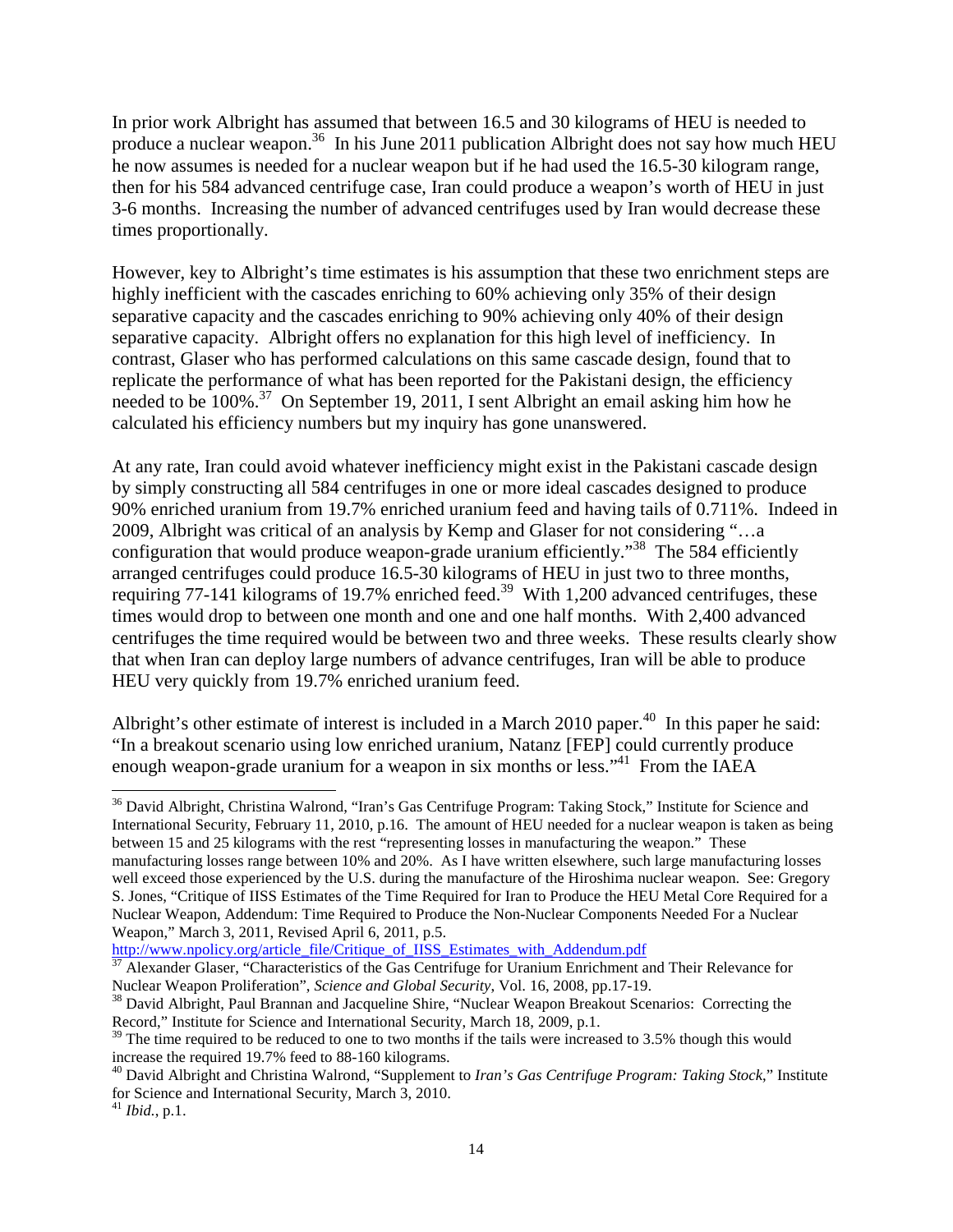In prior work Albright has assumed that between 16.5 and 30 kilograms of HEU is needed to produce a nuclear weapon.[36] In his June 2011 publication Albright does not say how much HEU he now assumes is needed for a nuclear weapon but if he had used the 16.5-30 kilogram range, then for his 584 advanced centrifuge case, Iran could produce a weapon's worth of HEU in just 3-6 months. Increasing the number of advanced centrifuges used by Iran would decrease these times proportionally.

However, key to Albright's time estimates is his assumption that these two enrichment steps are highly inefficient with the cascades enriching to 60% achieving only 35% of their design separative capacity and the cascades enriching to 90% achieving only 40% of their design separative capacity. Albright offers no explanation for this high level of inefficiency. In contrast, Glaser who has performed calculations on this same cascade design, found that to replicate the performance of what has been reported for the Pakistani design, the efficiency needed to be 100%.[37] On September 19, 2011, I sent Albright an email asking him how he calculated his efficiency numbers but my inquiry has gone unanswered.

At any rate, Iran could avoid whatever inefficiency might exist in the Pakistani cascade design by simply constructing all 584 centrifuges in one or more ideal cascades designed to produce 90% enriched uranium from 19.7% enriched uranium feed and having tails of 0.711%. Indeed in 2009, Albright was critical of an analysis by Kemp and Glaser for not considering "…a configuration that would produce weapon-grade uranium efficiently."[38] The 584 efficiently arranged centrifuges could produce 16.5-30 kilograms of HEU in just two to three months, requiring 77-141 kilograms of 19.7% enriched feed.[39] With 1,200 advanced centrifuges, these times would drop to between one month and one and one half months. With 2,400 advanced centrifuges the time required would be between two and three weeks. These results clearly show that when Iran can deploy large numbers of advance centrifuges, Iran will be able to produce HEU very quickly from 19.7% enriched uranium feed.

Albright's other estimate of interest is included in a March 2010 paper.[40] In this paper he said: "In a breakout scenario using low enriched uranium, Natanz [FEP] could currently produce enough weapon-grade uranium for a weapon in six months or less."[41] From the IAEA

---

[36] David Albright, Christina Walrond, "Iran's Gas Centrifuge Program: Taking Stock," Institute for Science and International Security, February 11, 2010, p.16. The amount of HEU needed for a nuclear weapon is taken as being between 15 and 25 kilograms with the rest "representing losses in manufacturing the weapon." These manufacturing losses range between 10% and 20%. As I have written elsewhere, such large manufacturing losses well exceed those experienced by the U.S. during the manufacture of the Hiroshima nuclear weapon. See: Gregory S. Jones, "Critique of IISS Estimates of the Time Required for Iran to Produce the HEU Metal Core Required for a Nuclear Weapon, Addendum: Time Required to Produce the Non-Nuclear Components Needed For a Nuclear Weapon," March 3, 2011, Revised April 6, 2011, p.5. http://www.npolicy.org/article_file/Critique_of_IISS_Estimates_with_Addendum.pdf

[37] Alexander Glaser, "Characteristics of the Gas Centrifuge for Uranium Enrichment and Their Relevance for Nuclear Weapon Proliferation", *Science and Global Security*, Vol. 16, 2008, pp.17-19.

[38] David Albright, Paul Brannan and Jacqueline Shire, "Nuclear Weapon Breakout Scenarios: Correcting the Record," Institute for Science and International Security, March 18, 2009, p.1.

[39] The time required to be reduced to one to two months if the tails were increased to 3.5% though this would increase the required 19.7% feed to 88-160 kilograms.

[40] David Albright and Christina Walrond, "Supplement to *Iran's Gas Centrifuge Program: Taking Stock*," Institute for Science and International Security, March 3, 2010.

[41] *Ibid.*, p.1.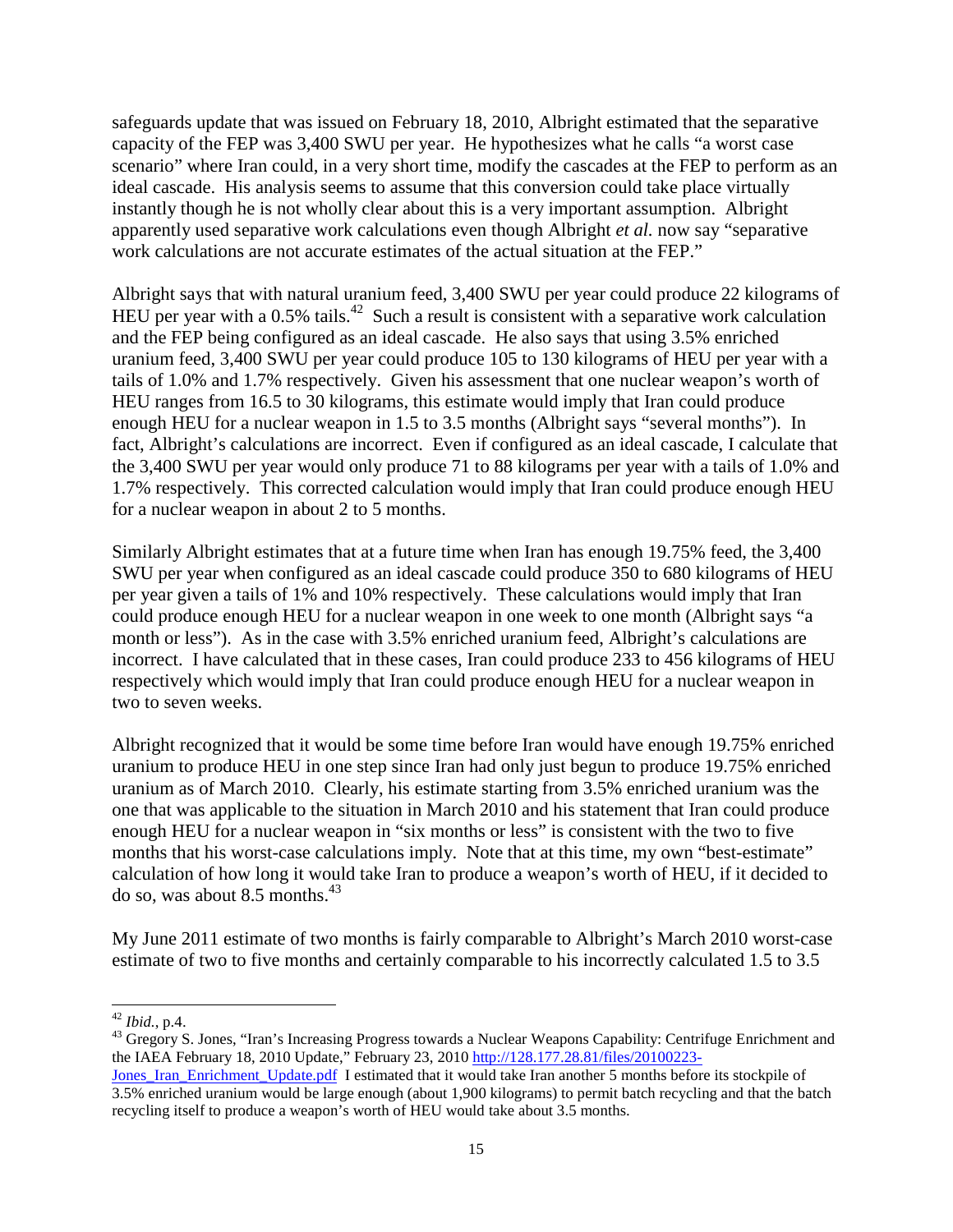safeguards update that was issued on February 18, 2010, Albright estimated that the separative capacity of the FEP was 3,400 SWU per year. He hypothesizes what he calls "a worst case scenario" where Iran could, in a very short time, modify the cascades at the FEP to perform as an ideal cascade. His analysis seems to assume that this conversion could take place virtually instantly though he is not wholly clear about this is a very important assumption. Albright apparently used separative work calculations even though Albright *et al.* now say "separative work calculations are not accurate estimates of the actual situation at the FEP."

Albright says that with natural uranium feed, 3,400 SWU per year could produce 22 kilograms of HEU per year with a 0.5% tails.[42] Such a result is consistent with a separative work calculation and the FEP being configured as an ideal cascade. He also says that using 3.5% enriched uranium feed, 3,400 SWU per year could produce 105 to 130 kilograms of HEU per year with a tails of 1.0% and 1.7% respectively. Given his assessment that one nuclear weapon's worth of HEU ranges from 16.5 to 30 kilograms, this estimate would imply that Iran could produce enough HEU for a nuclear weapon in 1.5 to 3.5 months (Albright says "several months"). In fact, Albright's calculations are incorrect. Even if configured as an ideal cascade, I calculate that the 3,400 SWU per year would only produce 71 to 88 kilograms per year with a tails of 1.0% and 1.7% respectively. This corrected calculation would imply that Iran could produce enough HEU for a nuclear weapon in about 2 to 5 months.

Similarly Albright estimates that at a future time when Iran has enough 19.75% feed, the 3,400 SWU per year when configured as an ideal cascade could produce 350 to 680 kilograms of HEU per year given a tails of 1% and 10% respectively. These calculations would imply that Iran could produce enough HEU for a nuclear weapon in one week to one month (Albright says "a month or less"). As in the case with 3.5% enriched uranium feed, Albright's calculations are incorrect. I have calculated that in these cases, Iran could produce 233 to 456 kilograms of HEU respectively which would imply that Iran could produce enough HEU for a nuclear weapon in two to seven weeks.

Albright recognized that it would be some time before Iran would have enough 19.75% enriched uranium to produce HEU in one step since Iran had only just begun to produce 19.75% enriched uranium as of March 2010. Clearly, his estimate starting from 3.5% enriched uranium was the one that was applicable to the situation in March 2010 and his statement that Iran could produce enough HEU for a nuclear weapon in "six months or less" is consistent with the two to five months that his worst-case calculations imply. Note that at this time, my own "best-estimate" calculation of how long it would take Iran to produce a weapon's worth of HEU, if it decided to do so, was about 8.5 months.[43]

My June 2011 estimate of two months is fairly comparable to Albright's March 2010 worst-case estimate of two to five months and certainly comparable to his incorrectly calculated 1.5 to 3.5

---

[42] *Ibid.*, p.4.

[43] Gregory S. Jones, "Iran's Increasing Progress towards a Nuclear Weapons Capability: Centrifuge Enrichment and the IAEA February 18, 2010 Update," February 23, 2010 http://128.177.28.81/files/20100223-Jones_Iran_Enrichment_Update.pdf I estimated that it would take Iran another 5 months before its stockpile of 3.5% enriched uranium would be large enough (about 1,900 kilograms) to permit batch recycling and that the batch recycling itself to produce a weapon's worth of HEU would take about 3.5 months.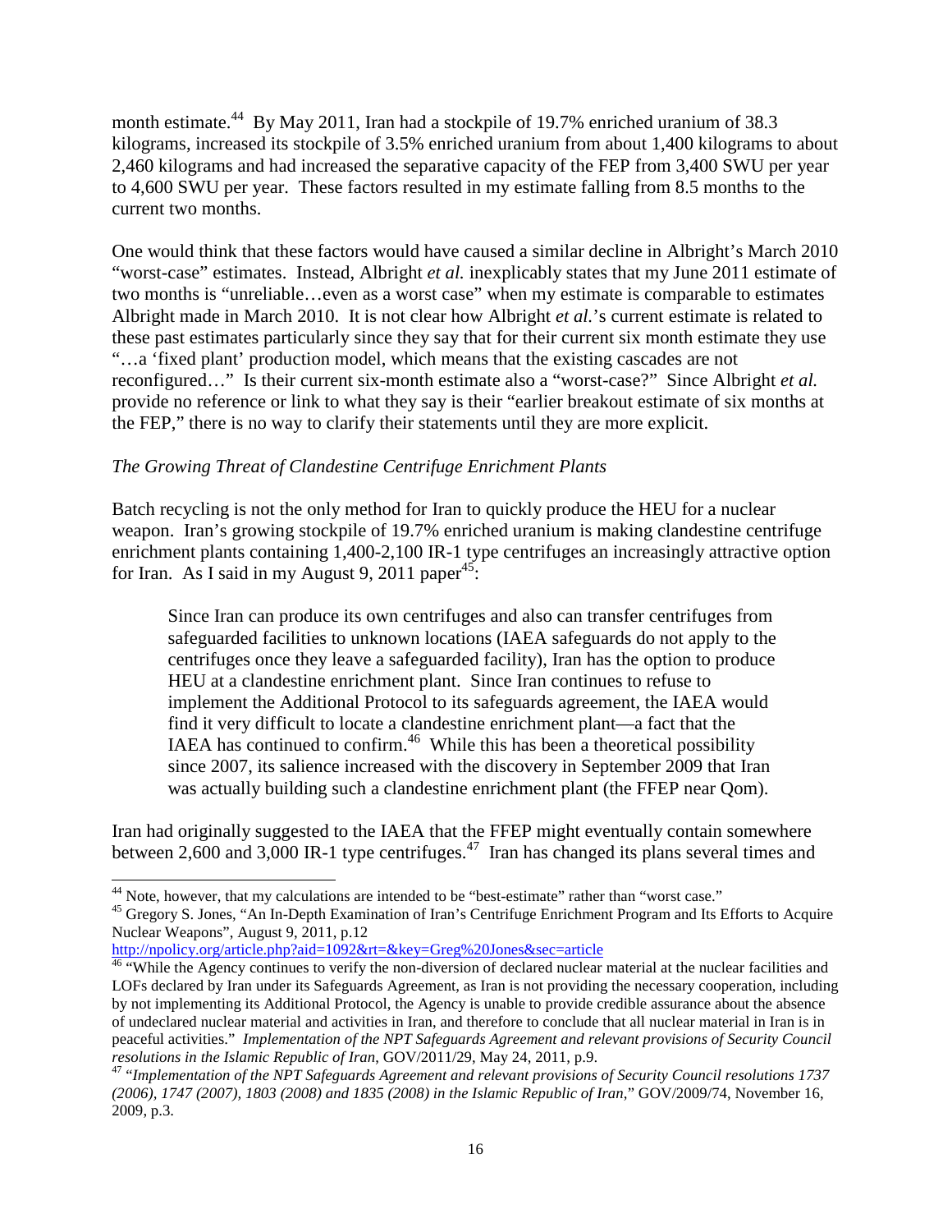month estimate.[44] By May 2011, Iran had a stockpile of 19.7% enriched uranium of 38.3 kilograms, increased its stockpile of 3.5% enriched uranium from about 1,400 kilograms to about 2,460 kilograms and had increased the separative capacity of the FEP from 3,400 SWU per year to 4,600 SWU per year. These factors resulted in my estimate falling from 8.5 months to the current two months.

One would think that these factors would have caused a similar decline in Albright's March 2010 "worst-case" estimates. Instead, Albright *et al.* inexplicably states that my June 2011 estimate of two months is "unreliable…even as a worst case" when my estimate is comparable to estimates Albright made in March 2010. It is not clear how Albright *et al.*'s current estimate is related to these past estimates particularly since they say that for their current six month estimate they use "…a 'fixed plant' production model, which means that the existing cascades are not reconfigured…" Is their current six-month estimate also a "worst-case?" Since Albright *et al.* provide no reference or link to what they say is their "earlier breakout estimate of six months at the FEP," there is no way to clarify their statements until they are more explicit.

*The Growing Threat of Clandestine Centrifuge Enrichment Plants*

Batch recycling is not the only method for Iran to quickly produce the HEU for a nuclear weapon. Iran's growing stockpile of 19.7% enriched uranium is making clandestine centrifuge enrichment plants containing 1,400-2,100 IR-1 type centrifuges an increasingly attractive option for Iran. As I said in my August 9, 2011 paper[45]:

> Since Iran can produce its own centrifuges and also can transfer centrifuges from safeguarded facilities to unknown locations (IAEA safeguards do not apply to the centrifuges once they leave a safeguarded facility), Iran has the option to produce HEU at a clandestine enrichment plant. Since Iran continues to refuse to implement the Additional Protocol to its safeguards agreement, the IAEA would find it very difficult to locate a clandestine enrichment plant—a fact that the IAEA has continued to confirm.[46] While this has been a theoretical possibility since 2007, its salience increased with the discovery in September 2009 that Iran was actually building such a clandestine enrichment plant (the FFEP near Qom).

Iran had originally suggested to the IAEA that the FFEP might eventually contain somewhere between 2,600 and 3,000 IR-1 type centrifuges.[47] Iran has changed its plans several times and

---

[44] Note, however, that my calculations are intended to be "best-estimate" rather than "worst case."

[45] Gregory S. Jones, "An In-Depth Examination of Iran's Centrifuge Enrichment Program and Its Efforts to Acquire Nuclear Weapons", August 9, 2011, p.12
http://npolicy.org/article.php?aid=1092&rt=&key=Greg%20Jones&sec=article

[46] "While the Agency continues to verify the non-diversion of declared nuclear material at the nuclear facilities and LOFs declared by Iran under its Safeguards Agreement, as Iran is not providing the necessary cooperation, including by not implementing its Additional Protocol, the Agency is unable to provide credible assurance about the absence of undeclared nuclear material and activities in Iran, and therefore to conclude that all nuclear material in Iran is in peaceful activities." *Implementation of the NPT Safeguards Agreement and relevant provisions of Security Council resolutions in the Islamic Republic of Iran*, GOV/2011/29, May 24, 2011, p.9.

[47] "*Implementation of the NPT Safeguards Agreement and relevant provisions of Security Council resolutions 1737 (2006), 1747 (2007), 1803 (2008) and 1835 (2008) in the Islamic Republic of Iran*," GOV/2009/74, November 16, 2009, p.3.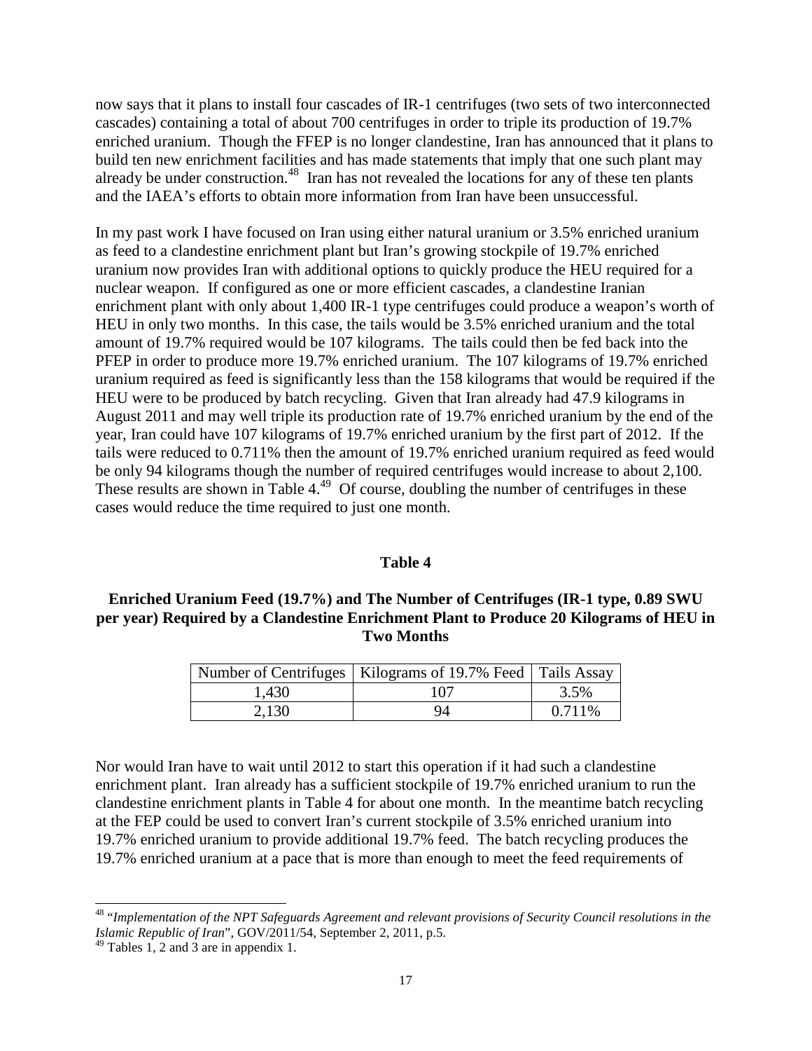now says that it plans to install four cascades of IR-1 centrifuges (two sets of two interconnected cascades) containing a total of about 700 centrifuges in order to triple its production of 19.7% enriched uranium. Though the FFEP is no longer clandestine, Iran has announced that it plans to build ten new enrichment facilities and has made statements that imply that one such plant may already be under construction.[48] Iran has not revealed the locations for any of these ten plants and the IAEA's efforts to obtain more information from Iran have been unsuccessful.

In my past work I have focused on Iran using either natural uranium or 3.5% enriched uranium as feed to a clandestine enrichment plant but Iran's growing stockpile of 19.7% enriched uranium now provides Iran with additional options to quickly produce the HEU required for a nuclear weapon. If configured as one or more efficient cascades, a clandestine Iranian enrichment plant with only about 1,400 IR-1 type centrifuges could produce a weapon's worth of HEU in only two months. In this case, the tails would be 3.5% enriched uranium and the total amount of 19.7% required would be 107 kilograms. The tails could then be fed back into the PFEP in order to produce more 19.7% enriched uranium. The 107 kilograms of 19.7% enriched uranium required as feed is significantly less than the 158 kilograms that would be required if the HEU were to be produced by batch recycling. Given that Iran already had 47.9 kilograms in August 2011 and may well triple its production rate of 19.7% enriched uranium by the end of the year, Iran could have 107 kilograms of 19.7% enriched uranium by the first part of 2012. If the tails were reduced to 0.711% then the amount of 19.7% enriched uranium required as feed would be only 94 kilograms though the number of required centrifuges would increase to about 2,100. These results are shown in Table 4.[49] Of course, doubling the number of centrifuges in these cases would reduce the time required to just one month.

**Table 4**

**Enriched Uranium Feed (19.7%) and The Number of Centrifuges (IR-1 type, 0.89 SWU per year) Required by a Clandestine Enrichment Plant to Produce 20 Kilograms of HEU in Two Months**

| Number of Centrifuges | Kilograms of 19.7% Feed | Tails Assay |
|---|---|---|
| 1,430 | 107 | 3.5% |
| 2,130 | 94 | 0.711% |

Nor would Iran have to wait until 2012 to start this operation if it had such a clandestine enrichment plant. Iran already has a sufficient stockpile of 19.7% enriched uranium to run the clandestine enrichment plants in Table 4 for about one month. In the meantime batch recycling at the FEP could be used to convert Iran's current stockpile of 3.5% enriched uranium into 19.7% enriched uranium to provide additional 19.7% feed. The batch recycling produces the 19.7% enriched uranium at a pace that is more than enough to meet the feed requirements of

[48] "*Implementation of the NPT Safeguards Agreement and relevant provisions of Security Council resolutions in the Islamic Republic of Iran*", GOV/2011/54, September 2, 2011, p.5.

[49] Tables 1, 2 and 3 are in appendix 1.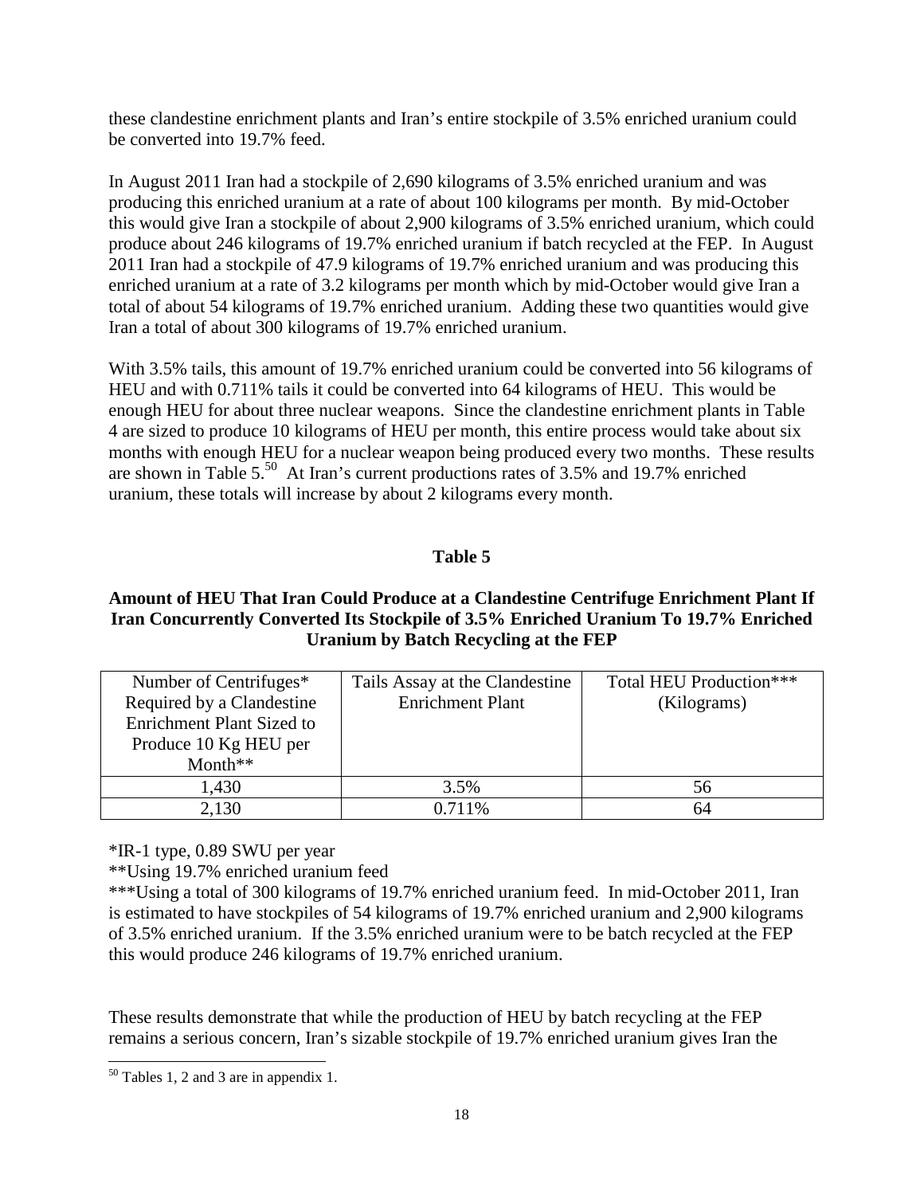these clandestine enrichment plants and Iran's entire stockpile of 3.5% enriched uranium could be converted into 19.7% feed.

In August 2011 Iran had a stockpile of 2,690 kilograms of 3.5% enriched uranium and was producing this enriched uranium at a rate of about 100 kilograms per month. By mid-October this would give Iran a stockpile of about 2,900 kilograms of 3.5% enriched uranium, which could produce about 246 kilograms of 19.7% enriched uranium if batch recycled at the FEP. In August 2011 Iran had a stockpile of 47.9 kilograms of 19.7% enriched uranium and was producing this enriched uranium at a rate of 3.2 kilograms per month which by mid-October would give Iran a total of about 54 kilograms of 19.7% enriched uranium. Adding these two quantities would give Iran a total of about 300 kilograms of 19.7% enriched uranium.

With 3.5% tails, this amount of 19.7% enriched uranium could be converted into 56 kilograms of HEU and with 0.711% tails it could be converted into 64 kilograms of HEU. This would be enough HEU for about three nuclear weapons. Since the clandestine enrichment plants in Table 4 are sized to produce 10 kilograms of HEU per month, this entire process would take about six months with enough HEU for a nuclear weapon being produced every two months. These results are shown in Table 5.[50] At Iran's current productions rates of 3.5% and 19.7% enriched uranium, these totals will increase by about 2 kilograms every month.

**Table 5**

**Amount of HEU That Iran Could Produce at a Clandestine Centrifuge Enrichment Plant If Iran Concurrently Converted Its Stockpile of 3.5% Enriched Uranium To 19.7% Enriched Uranium by Batch Recycling at the FEP**

| Number of Centrifuges* Required by a Clandestine Enrichment Plant Sized to Produce 10 Kg HEU per Month** | Tails Assay at the Clandestine Enrichment Plant | Total HEU Production*** (Kilograms) |
|---|---|---|
| 1,430 | 3.5% | 56 |
| 2,130 | 0.711% | 64 |

*IR-1 type, 0.89 SWU per year

**Using 19.7% enriched uranium feed

***Using a total of 300 kilograms of 19.7% enriched uranium feed. In mid-October 2011, Iran is estimated to have stockpiles of 54 kilograms of 19.7% enriched uranium and 2,900 kilograms of 3.5% enriched uranium. If the 3.5% enriched uranium were to be batch recycled at the FEP this would produce 246 kilograms of 19.7% enriched uranium.

These results demonstrate that while the production of HEU by batch recycling at the FEP remains a serious concern, Iran's sizable stockpile of 19.7% enriched uranium gives Iran the

[50] Tables 1, 2 and 3 are in appendix 1.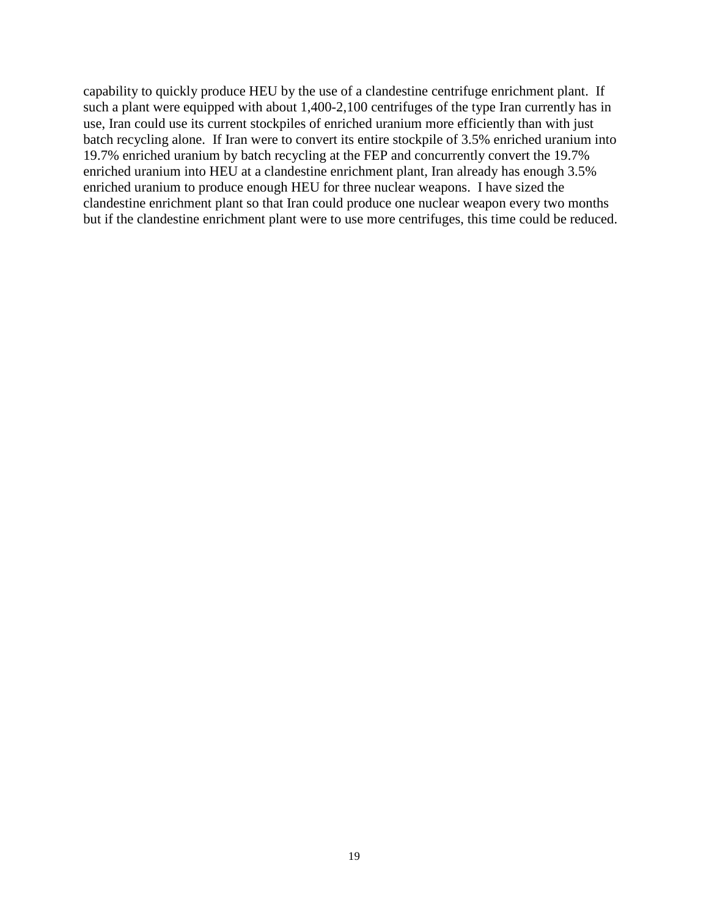capability to quickly produce HEU by the use of a clandestine centrifuge enrichment plant. If such a plant were equipped with about 1,400-2,100 centrifuges of the type Iran currently has in use, Iran could use its current stockpiles of enriched uranium more efficiently than with just batch recycling alone. If Iran were to convert its entire stockpile of 3.5% enriched uranium into 19.7% enriched uranium by batch recycling at the FEP and concurrently convert the 19.7% enriched uranium into HEU at a clandestine enrichment plant, Iran already has enough 3.5% enriched uranium to produce enough HEU for three nuclear weapons. I have sized the clandestine enrichment plant so that Iran could produce one nuclear weapon every two months but if the clandestine enrichment plant were to use more centrifuges, this time could be reduced.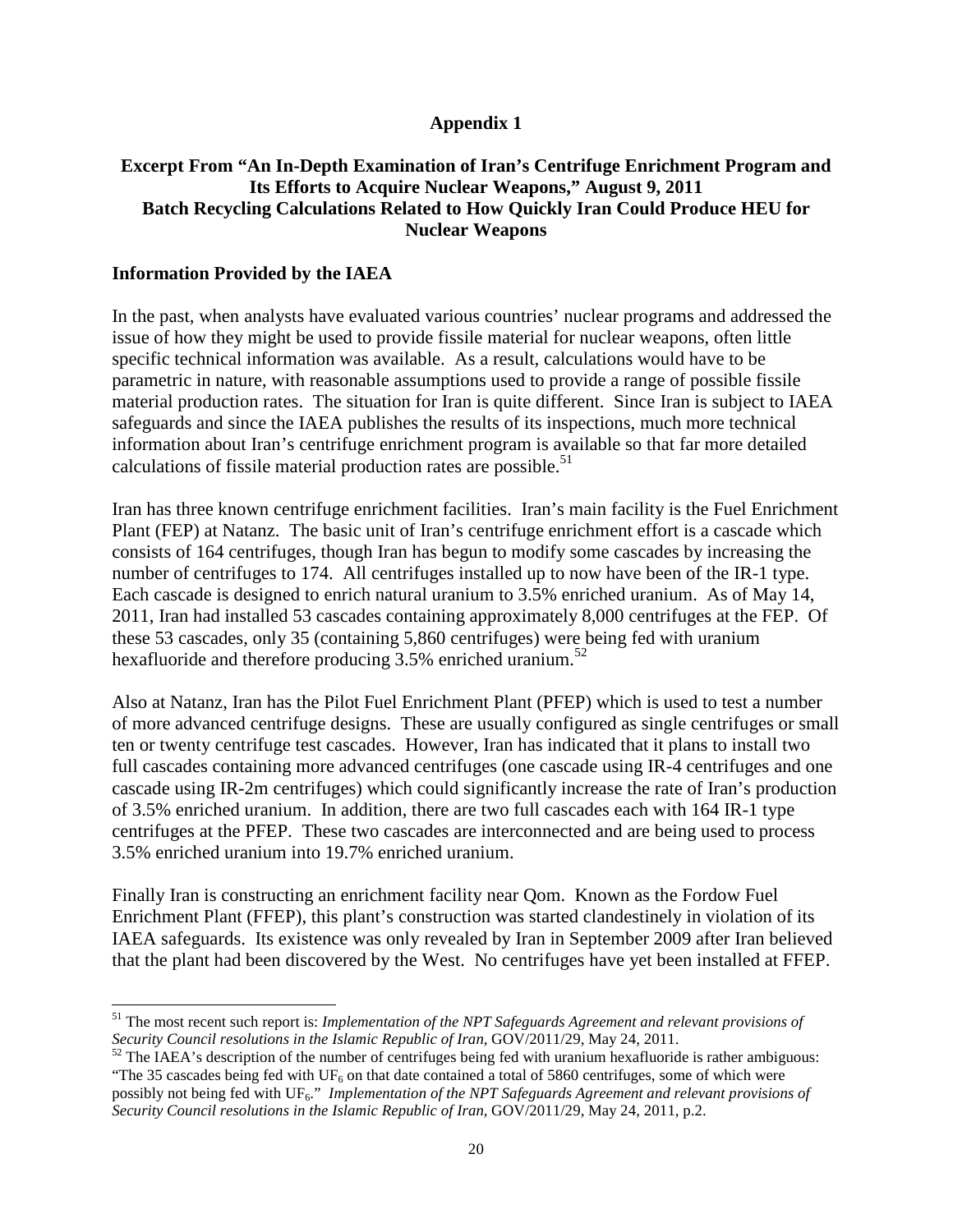# Appendix 1

## Excerpt From "An In-Depth Examination of Iran's Centrifuge Enrichment Program and Its Efforts to Acquire Nuclear Weapons," August 9, 2011 Batch Recycling Calculations Related to How Quickly Iran Could Produce HEU for Nuclear Weapons

### Information Provided by the IAEA

In the past, when analysts have evaluated various countries' nuclear programs and addressed the issue of how they might be used to provide fissile material for nuclear weapons, often little specific technical information was available. As a result, calculations would have to be parametric in nature, with reasonable assumptions used to provide a range of possible fissile material production rates. The situation for Iran is quite different. Since Iran is subject to IAEA safeguards and since the IAEA publishes the results of its inspections, much more technical information about Iran's centrifuge enrichment program is available so that far more detailed calculations of fissile material production rates are possible.[51]

Iran has three known centrifuge enrichment facilities. Iran's main facility is the Fuel Enrichment Plant (FEP) at Natanz. The basic unit of Iran's centrifuge enrichment effort is a cascade which consists of 164 centrifuges, though Iran has begun to modify some cascades by increasing the number of centrifuges to 174. All centrifuges installed up to now have been of the IR-1 type. Each cascade is designed to enrich natural uranium to 3.5% enriched uranium. As of May 14, 2011, Iran had installed 53 cascades containing approximately 8,000 centrifuges at the FEP. Of these 53 cascades, only 35 (containing 5,860 centrifuges) were being fed with uranium hexafluoride and therefore producing 3.5% enriched uranium.[52]

Also at Natanz, Iran has the Pilot Fuel Enrichment Plant (PFEP) which is used to test a number of more advanced centrifuge designs. These are usually configured as single centrifuges or small ten or twenty centrifuge test cascades. However, Iran has indicated that it plans to install two full cascades containing more advanced centrifuges (one cascade using IR-4 centrifuges and one cascade using IR-2m centrifuges) which could significantly increase the rate of Iran's production of 3.5% enriched uranium. In addition, there are two full cascades each with 164 IR-1 type centrifuges at the PFEP. These two cascades are interconnected and are being used to process 3.5% enriched uranium into 19.7% enriched uranium.

Finally Iran is constructing an enrichment facility near Qom. Known as the Fordow Fuel Enrichment Plant (FFEP), this plant's construction was started clandestinely in violation of its IAEA safeguards. Its existence was only revealed by Iran in September 2009 after Iran believed that the plant had been discovered by the West. No centrifuges have yet been installed at FFEP.

---

[51] The most recent such report is: *Implementation of the NPT Safeguards Agreement and relevant provisions of Security Council resolutions in the Islamic Republic of Iran*, GOV/2011/29, May 24, 2011.

[52] The IAEA's description of the number of centrifuges being fed with uranium hexafluoride is rather ambiguous: "The 35 cascades being fed with $UF_6$ on that date contained a total of 5860 centrifuges, some of which were possibly not being fed with $UF_6$." *Implementation of the NPT Safeguards Agreement and relevant provisions of Security Council resolutions in the Islamic Republic of Iran*, GOV/2011/29, May 24, 2011, p.2.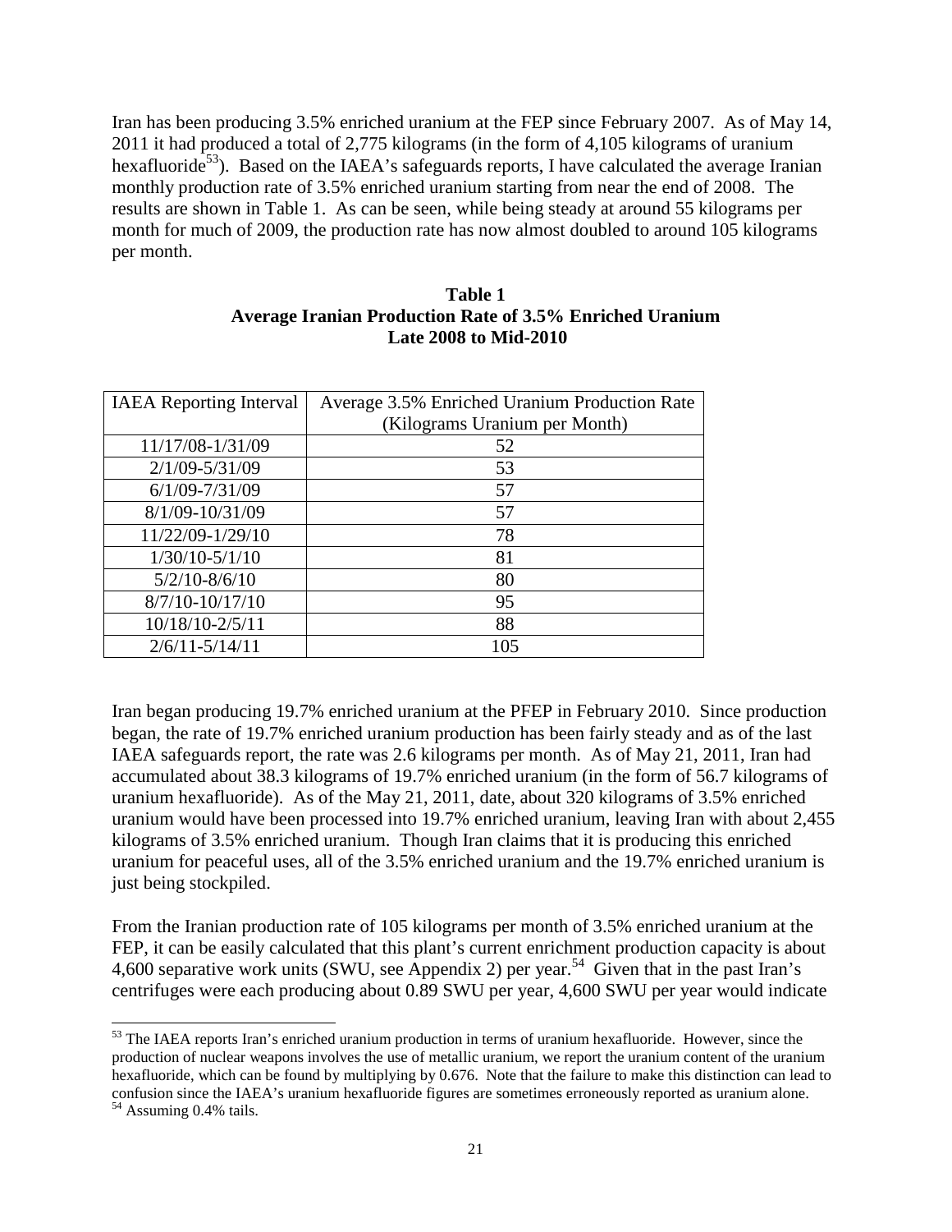Iran has been producing 3.5% enriched uranium at the FEP since February 2007. As of May 14, 2011 it had produced a total of 2,775 kilograms (in the form of 4,105 kilograms of uranium hexafluoride[53]). Based on the IAEA's safeguards reports, I have calculated the average Iranian monthly production rate of 3.5% enriched uranium starting from near the end of 2008. The results are shown in Table 1. As can be seen, while being steady at around 55 kilograms per month for much of 2009, the production rate has now almost doubled to around 105 kilograms per month.

**Table 1**
**Average Iranian Production Rate of 3.5% Enriched Uranium**
**Late 2008 to Mid-2010**

| IAEA Reporting Interval | Average 3.5% Enriched Uranium Production Rate (Kilograms Uranium per Month) |
|---|---|
| 11/17/08-1/31/09 | 52 |
| 2/1/09-5/31/09 | 53 |
| 6/1/09-7/31/09 | 57 |
| 8/1/09-10/31/09 | 57 |
| 11/22/09-1/29/10 | 78 |
| 1/30/10-5/1/10 | 81 |
| 5/2/10-8/6/10 | 80 |
| 8/7/10-10/17/10 | 95 |
| 10/18/10-2/5/11 | 88 |
| 2/6/11-5/14/11 | 105 |

Iran began producing 19.7% enriched uranium at the PFEP in February 2010. Since production began, the rate of 19.7% enriched uranium production has been fairly steady and as of the last IAEA safeguards report, the rate was 2.6 kilograms per month. As of May 21, 2011, Iran had accumulated about 38.3 kilograms of 19.7% enriched uranium (in the form of 56.7 kilograms of uranium hexafluoride). As of the May 21, 2011, date, about 320 kilograms of 3.5% enriched uranium would have been processed into 19.7% enriched uranium, leaving Iran with about 2,455 kilograms of 3.5% enriched uranium. Though Iran claims that it is producing this enriched uranium for peaceful uses, all of the 3.5% enriched uranium and the 19.7% enriched uranium is just being stockpiled.

From the Iranian production rate of 105 kilograms per month of 3.5% enriched uranium at the FEP, it can be easily calculated that this plant's current enrichment production capacity is about 4,600 separative work units (SWU, see Appendix 2) per year.[54] Given that in the past Iran's centrifuges were each producing about 0.89 SWU per year, 4,600 SWU per year would indicate

[53] The IAEA reports Iran's enriched uranium production in terms of uranium hexafluoride. However, since the production of nuclear weapons involves the use of metallic uranium, we report the uranium content of the uranium hexafluoride, which can be found by multiplying by 0.676. Note that the failure to make this distinction can lead to confusion since the IAEA's uranium hexafluoride figures are sometimes erroneously reported as uranium alone.

[54] Assuming 0.4% tails.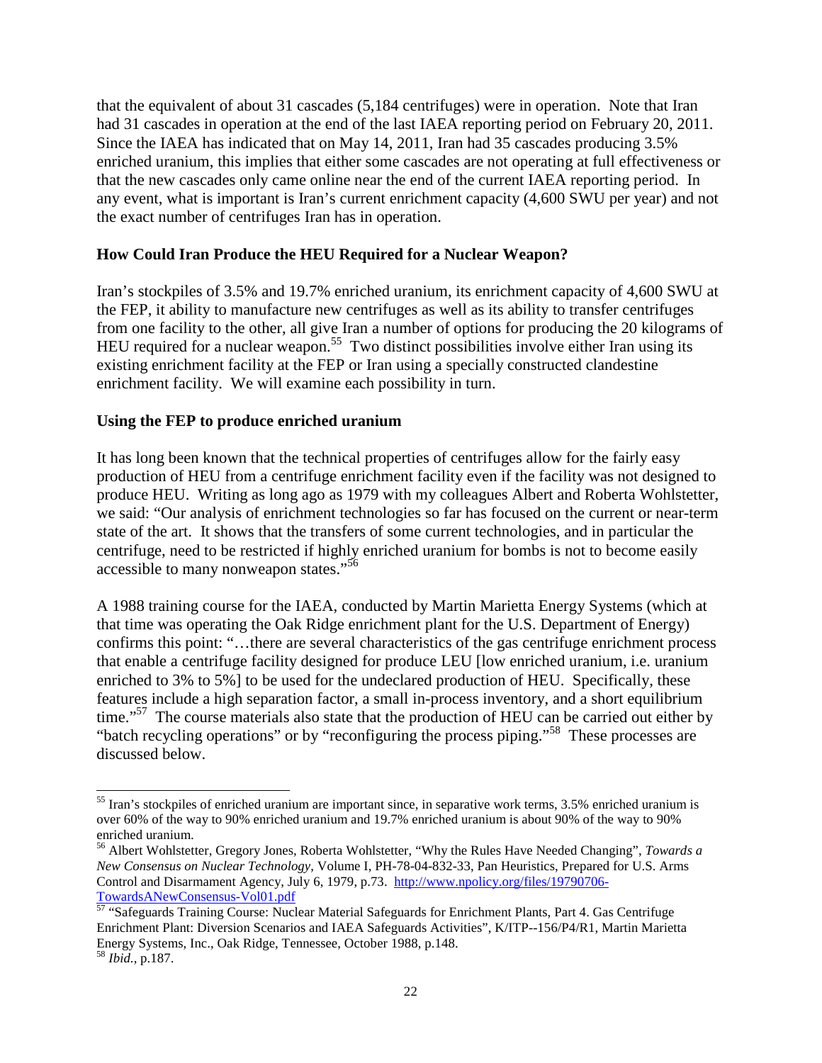that the equivalent of about 31 cascades (5,184 centrifuges) were in operation. Note that Iran had 31 cascades in operation at the end of the last IAEA reporting period on February 20, 2011. Since the IAEA has indicated that on May 14, 2011, Iran had 35 cascades producing 3.5% enriched uranium, this implies that either some cascades are not operating at full effectiveness or that the new cascades only came online near the end of the current IAEA reporting period. In any event, what is important is Iran's current enrichment capacity (4,600 SWU per year) and not the exact number of centrifuges Iran has in operation.

**How Could Iran Produce the HEU Required for a Nuclear Weapon?**

Iran's stockpiles of 3.5% and 19.7% enriched uranium, its enrichment capacity of 4,600 SWU at the FEP, it ability to manufacture new centrifuges as well as its ability to transfer centrifuges from one facility to the other, all give Iran a number of options for producing the 20 kilograms of HEU required for a nuclear weapon.[55] Two distinct possibilities involve either Iran using its existing enrichment facility at the FEP or Iran using a specially constructed clandestine enrichment facility. We will examine each possibility in turn.

**Using the FEP to produce enriched uranium**

It has long been known that the technical properties of centrifuges allow for the fairly easy production of HEU from a centrifuge enrichment facility even if the facility was not designed to produce HEU. Writing as long ago as 1979 with my colleagues Albert and Roberta Wohlstetter, we said: "Our analysis of enrichment technologies so far has focused on the current or near-term state of the art. It shows that the transfers of some current technologies, and in particular the centrifuge, need to be restricted if highly enriched uranium for bombs is not to become easily accessible to many nonweapon states."[56]

A 1988 training course for the IAEA, conducted by Martin Marietta Energy Systems (which at that time was operating the Oak Ridge enrichment plant for the U.S. Department of Energy) confirms this point: "…there are several characteristics of the gas centrifuge enrichment process that enable a centrifuge facility designed for produce LEU [low enriched uranium, i.e. uranium enriched to 3% to 5%] to be used for the undeclared production of HEU. Specifically, these features include a high separation factor, a small in-process inventory, and a short equilibrium time."[57] The course materials also state that the production of HEU can be carried out either by "batch recycling operations" or by "reconfiguring the process piping."[58] These processes are discussed below.

---

[55] Iran's stockpiles of enriched uranium are important since, in separative work terms, 3.5% enriched uranium is over 60% of the way to 90% enriched uranium and 19.7% enriched uranium is about 90% of the way to 90% enriched uranium.

[56] Albert Wohlstetter, Gregory Jones, Roberta Wohlstetter, "Why the Rules Have Needed Changing", *Towards a New Consensus on Nuclear Technology*, Volume I, PH-78-04-832-33, Pan Heuristics, Prepared for U.S. Arms Control and Disarmament Agency, July 6, 1979, p.73. http://www.npolicy.org/files/19790706-TowardsANewConsensus-Vol01.pdf

[57] "Safeguards Training Course: Nuclear Material Safeguards for Enrichment Plants, Part 4. Gas Centrifuge Enrichment Plant: Diversion Scenarios and IAEA Safeguards Activities", K/ITP--156/P4/R1, Martin Marietta Energy Systems, Inc., Oak Ridge, Tennessee, October 1988, p.148.

[58] *Ibid.,* p.187.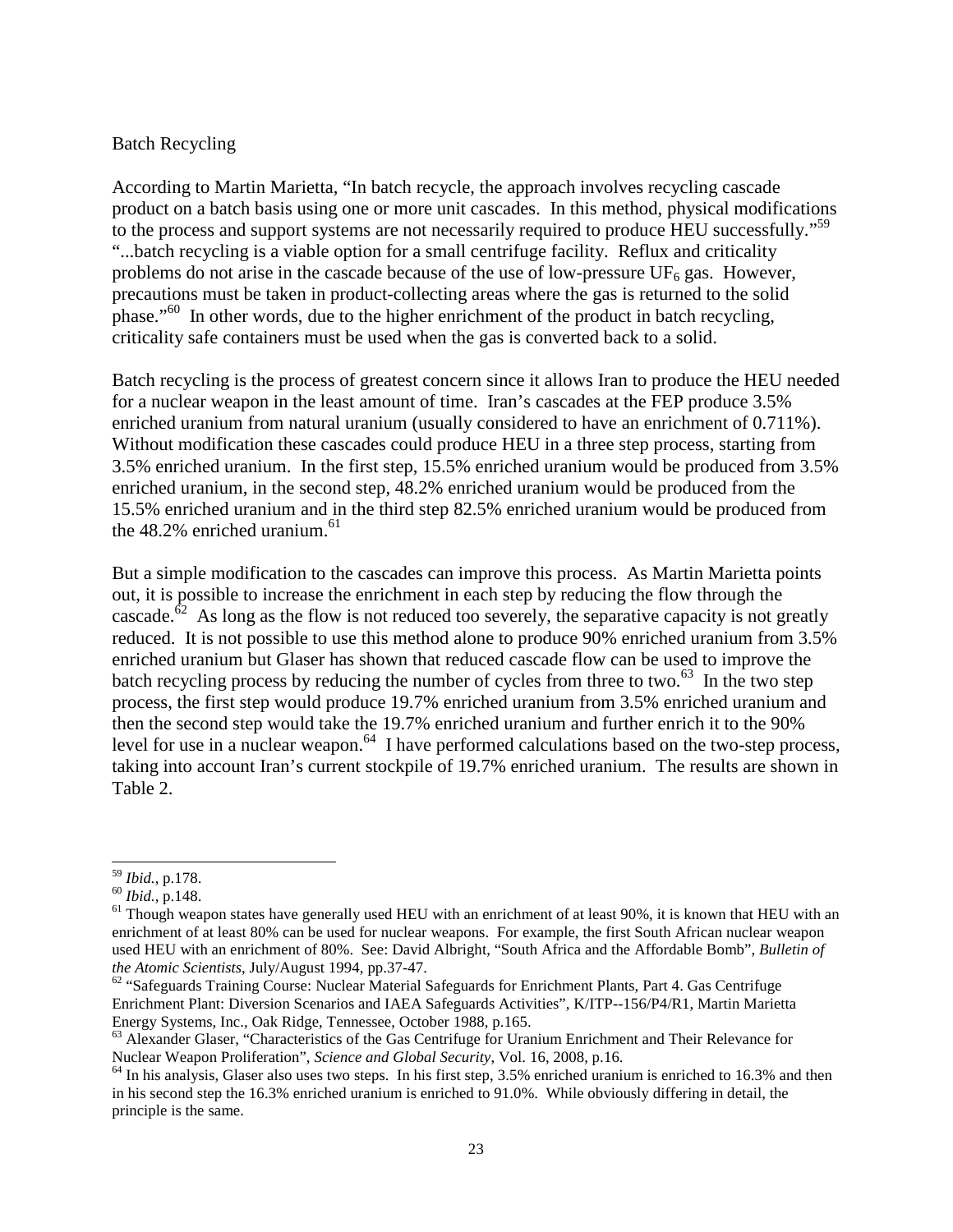Batch Recycling

According to Martin Marietta, "In batch recycle, the approach involves recycling cascade product on a batch basis using one or more unit cascades. In this method, physical modifications to the process and support systems are not necessarily required to produce HEU successfully."[59] "...batch recycling is a viable option for a small centrifuge facility. Reflux and criticality problems do not arise in the cascade because of the use of low-pressure $UF_6$ gas. However, precautions must be taken in product-collecting areas where the gas is returned to the solid phase."[60] In other words, due to the higher enrichment of the product in batch recycling, criticality safe containers must be used when the gas is converted back to a solid.

Batch recycling is the process of greatest concern since it allows Iran to produce the HEU needed for a nuclear weapon in the least amount of time. Iran's cascades at the FEP produce 3.5% enriched uranium from natural uranium (usually considered to have an enrichment of 0.711%). Without modification these cascades could produce HEU in a three step process, starting from 3.5% enriched uranium. In the first step, 15.5% enriched uranium would be produced from 3.5% enriched uranium, in the second step, 48.2% enriched uranium would be produced from the 15.5% enriched uranium and in the third step 82.5% enriched uranium would be produced from the 48.2% enriched uranium.[61]

But a simple modification to the cascades can improve this process. As Martin Marietta points out, it is possible to increase the enrichment in each step by reducing the flow through the cascade.[62] As long as the flow is not reduced too severely, the separative capacity is not greatly reduced. It is not possible to use this method alone to produce 90% enriched uranium from 3.5% enriched uranium but Glaser has shown that reduced cascade flow can be used to improve the batch recycling process by reducing the number of cycles from three to two.[63] In the two step process, the first step would produce 19.7% enriched uranium from 3.5% enriched uranium and then the second step would take the 19.7% enriched uranium and further enrich it to the 90% level for use in a nuclear weapon.[64] I have performed calculations based on the two-step process, taking into account Iran's current stockpile of 19.7% enriched uranium. The results are shown in Table 2.

---

[59] *Ibid.*, p.178.

[60] *Ibid.*, p.148.

[61] Though weapon states have generally used HEU with an enrichment of at least 90%, it is known that HEU with an enrichment of at least 80% can be used for nuclear weapons. For example, the first South African nuclear weapon used HEU with an enrichment of 80%. See: David Albright, "South Africa and the Affordable Bomb", *Bulletin of the Atomic Scientists*, July/August 1994, pp.37-47.

[62] "Safeguards Training Course: Nuclear Material Safeguards for Enrichment Plants, Part 4. Gas Centrifuge Enrichment Plant: Diversion Scenarios and IAEA Safeguards Activities", K/ITP--156/P4/R1, Martin Marietta Energy Systems, Inc., Oak Ridge, Tennessee, October 1988, p.165.

[63] Alexander Glaser, "Characteristics of the Gas Centrifuge for Uranium Enrichment and Their Relevance for Nuclear Weapon Proliferation", *Science and Global Security*, Vol. 16, 2008, p.16.

[64] In his analysis, Glaser also uses two steps. In his first step, 3.5% enriched uranium is enriched to 16.3% and then in his second step the 16.3% enriched uranium is enriched to 91.0%. While obviously differing in detail, the principle is the same.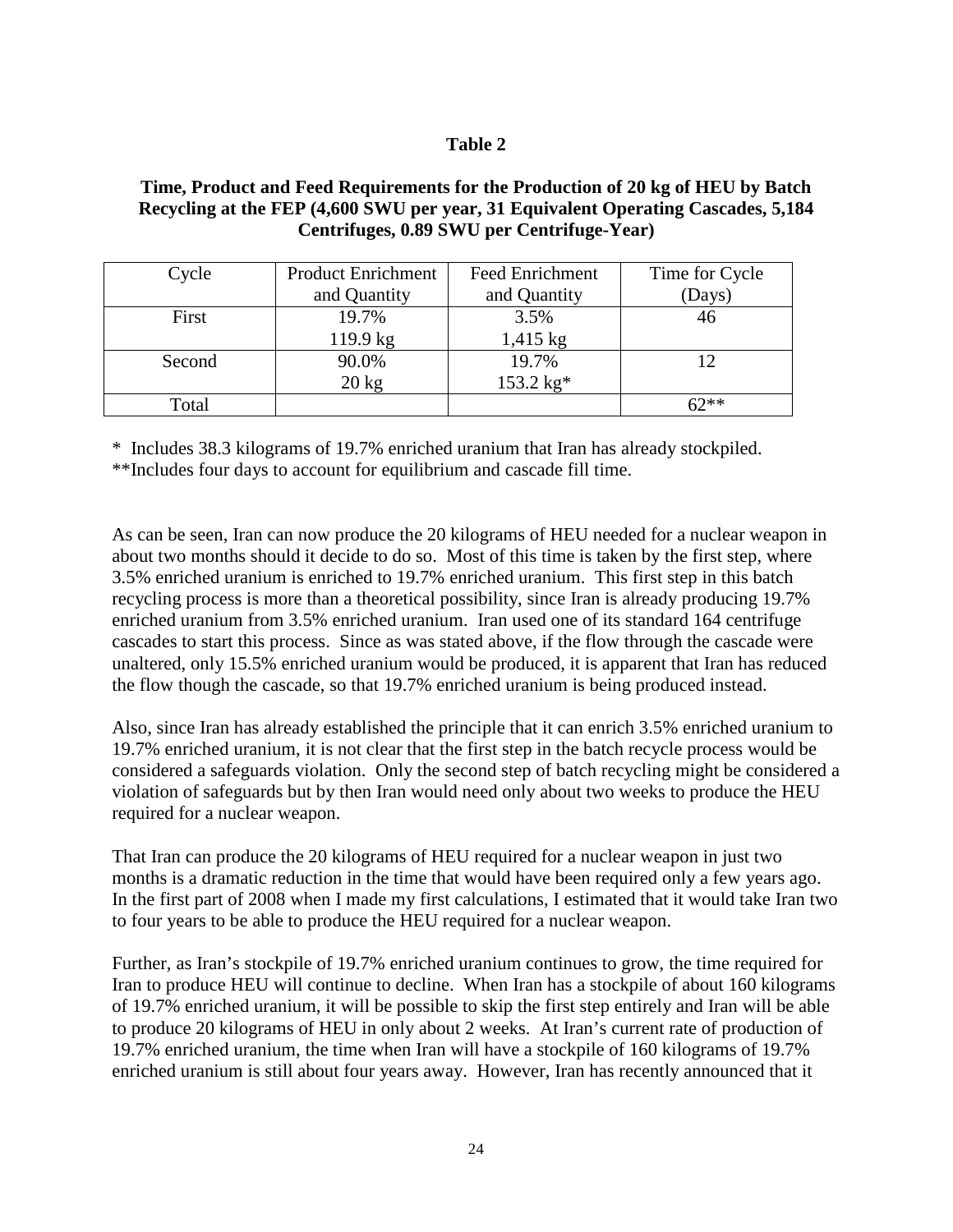**Table 2**

**Time, Product and Feed Requirements for the Production of 20 kg of HEU by Batch Recycling at the FEP (4,600 SWU per year, 31 Equivalent Operating Cascades, 5,184 Centrifuges, 0.89 SWU per Centrifuge-Year)**

| Cycle | Product Enrichment and Quantity | Feed Enrichment and Quantity | Time for Cycle (Days) |
|---|---|---|---|
| First | 19.7%<br>119.9 kg | 3.5%<br>1,415 kg | 46 |
| Second | 90.0%<br>20 kg | 19.7%<br>153.2 kg* | 12 |
| Total | | | 62** |

\* Includes 38.3 kilograms of 19.7% enriched uranium that Iran has already stockpiled.
**Includes four days to account for equilibrium and cascade fill time.

As can be seen, Iran can now produce the 20 kilograms of HEU needed for a nuclear weapon in about two months should it decide to do so. Most of this time is taken by the first step, where 3.5% enriched uranium is enriched to 19.7% enriched uranium. This first step in this batch recycling process is more than a theoretical possibility, since Iran is already producing 19.7% enriched uranium from 3.5% enriched uranium. Iran used one of its standard 164 centrifuge cascades to start this process. Since as was stated above, if the flow through the cascade were unaltered, only 15.5% enriched uranium would be produced, it is apparent that Iran has reduced the flow though the cascade, so that 19.7% enriched uranium is being produced instead.

Also, since Iran has already established the principle that it can enrich 3.5% enriched uranium to 19.7% enriched uranium, it is not clear that the first step in the batch recycle process would be considered a safeguards violation. Only the second step of batch recycling might be considered a violation of safeguards but by then Iran would need only about two weeks to produce the HEU required for a nuclear weapon.

That Iran can produce the 20 kilograms of HEU required for a nuclear weapon in just two months is a dramatic reduction in the time that would have been required only a few years ago. In the first part of 2008 when I made my first calculations, I estimated that it would take Iran two to four years to be able to produce the HEU required for a nuclear weapon.

Further, as Iran's stockpile of 19.7% enriched uranium continues to grow, the time required for Iran to produce HEU will continue to decline. When Iran has a stockpile of about 160 kilograms of 19.7% enriched uranium, it will be possible to skip the first step entirely and Iran will be able to produce 20 kilograms of HEU in only about 2 weeks. At Iran's current rate of production of 19.7% enriched uranium, the time when Iran will have a stockpile of 160 kilograms of 19.7% enriched uranium is still about four years away. However, Iran has recently announced that it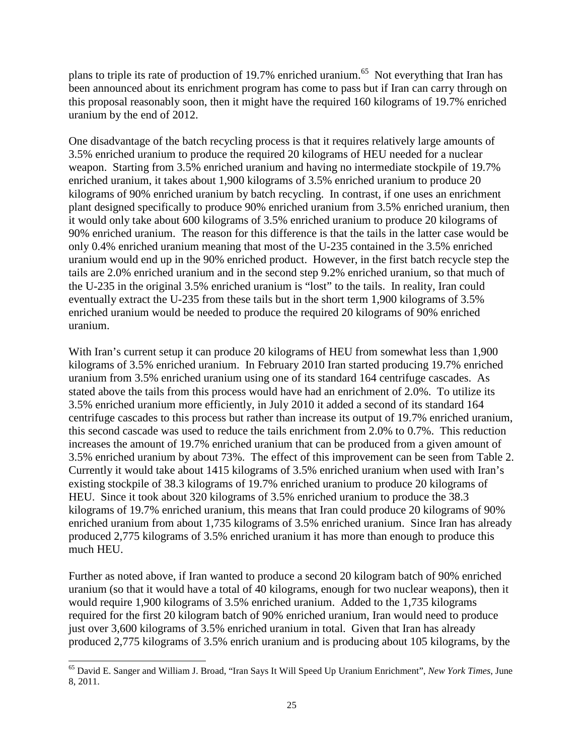plans to triple its rate of production of 19.7% enriched uranium.[65] Not everything that Iran has been announced about its enrichment program has come to pass but if Iran can carry through on this proposal reasonably soon, then it might have the required 160 kilograms of 19.7% enriched uranium by the end of 2012.

One disadvantage of the batch recycling process is that it requires relatively large amounts of 3.5% enriched uranium to produce the required 20 kilograms of HEU needed for a nuclear weapon. Starting from 3.5% enriched uranium and having no intermediate stockpile of 19.7% enriched uranium, it takes about 1,900 kilograms of 3.5% enriched uranium to produce 20 kilograms of 90% enriched uranium by batch recycling. In contrast, if one uses an enrichment plant designed specifically to produce 90% enriched uranium from 3.5% enriched uranium, then it would only take about 600 kilograms of 3.5% enriched uranium to produce 20 kilograms of 90% enriched uranium. The reason for this difference is that the tails in the latter case would be only 0.4% enriched uranium meaning that most of the U-235 contained in the 3.5% enriched uranium would end up in the 90% enriched product. However, in the first batch recycle step the tails are 2.0% enriched uranium and in the second step 9.2% enriched uranium, so that much of the U-235 in the original 3.5% enriched uranium is "lost" to the tails. In reality, Iran could eventually extract the U-235 from these tails but in the short term 1,900 kilograms of 3.5% enriched uranium would be needed to produce the required 20 kilograms of 90% enriched uranium.

With Iran's current setup it can produce 20 kilograms of HEU from somewhat less than 1,900 kilograms of 3.5% enriched uranium. In February 2010 Iran started producing 19.7% enriched uranium from 3.5% enriched uranium using one of its standard 164 centrifuge cascades. As stated above the tails from this process would have had an enrichment of 2.0%. To utilize its 3.5% enriched uranium more efficiently, in July 2010 it added a second of its standard 164 centrifuge cascades to this process but rather than increase its output of 19.7% enriched uranium, this second cascade was used to reduce the tails enrichment from 2.0% to 0.7%. This reduction increases the amount of 19.7% enriched uranium that can be produced from a given amount of 3.5% enriched uranium by about 73%. The effect of this improvement can be seen from Table 2. Currently it would take about 1415 kilograms of 3.5% enriched uranium when used with Iran's existing stockpile of 38.3 kilograms of 19.7% enriched uranium to produce 20 kilograms of HEU. Since it took about 320 kilograms of 3.5% enriched uranium to produce the 38.3 kilograms of 19.7% enriched uranium, this means that Iran could produce 20 kilograms of 90% enriched uranium from about 1,735 kilograms of 3.5% enriched uranium. Since Iran has already produced 2,775 kilograms of 3.5% enriched uranium it has more than enough to produce this much HEU.

Further as noted above, if Iran wanted to produce a second 20 kilogram batch of 90% enriched uranium (so that it would have a total of 40 kilograms, enough for two nuclear weapons), then it would require 1,900 kilograms of 3.5% enriched uranium. Added to the 1,735 kilograms required for the first 20 kilogram batch of 90% enriched uranium, Iran would need to produce just over 3,600 kilograms of 3.5% enriched uranium in total. Given that Iran has already produced 2,775 kilograms of 3.5% enrich uranium and is producing about 105 kilograms, by the

[65] David E. Sanger and William J. Broad, "Iran Says It Will Speed Up Uranium Enrichment", *New York Times*, June 8, 2011.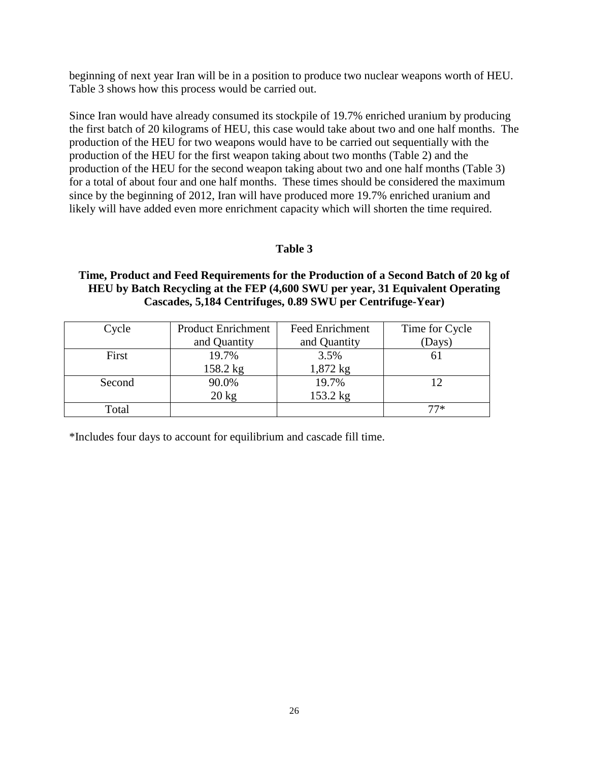beginning of next year Iran will be in a position to produce two nuclear weapons worth of HEU. Table 3 shows how this process would be carried out.

Since Iran would have already consumed its stockpile of 19.7% enriched uranium by producing the first batch of 20 kilograms of HEU, this case would take about two and one half months. The production of the HEU for two weapons would have to be carried out sequentially with the production of the HEU for the first weapon taking about two months (Table 2) and the production of the HEU for the second weapon taking about two and one half months (Table 3) for a total of about four and one half months. These times should be considered the maximum since by the beginning of 2012, Iran will have produced more 19.7% enriched uranium and likely will have added even more enrichment capacity which will shorten the time required.

**Table 3**

**Time, Product and Feed Requirements for the Production of a Second Batch of 20 kg of HEU by Batch Recycling at the FEP (4,600 SWU per year, 31 Equivalent Operating Cascades, 5,184 Centrifuges, 0.89 SWU per Centrifuge-Year)**

| Cycle | Product Enrichment and Quantity | Feed Enrichment and Quantity | Time for Cycle (Days) |
|---|---|---|---|
| First | 19.7% 158.2 kg | 3.5% 1,872 kg | 61 |
| Second | 90.0% 20 kg | 19.7% 153.2 kg | 12 |
| Total | | | 77* |

*Includes four days to account for equilibrium and cascade fill time.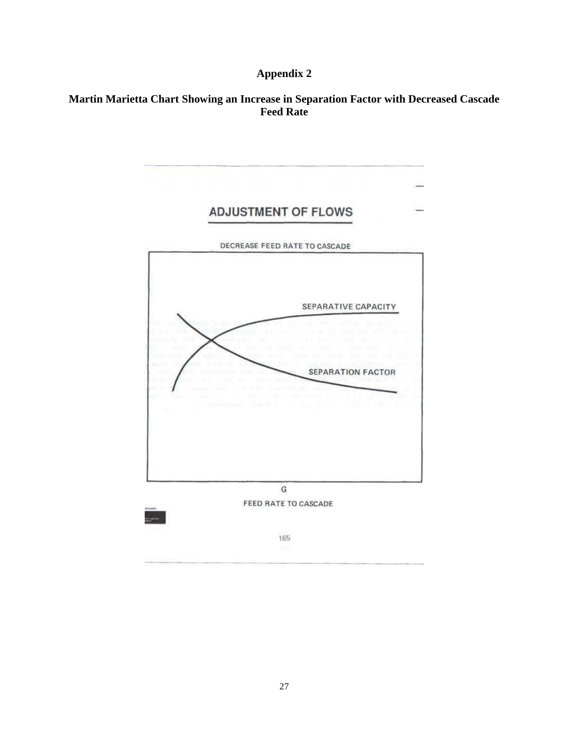# Appendix 2

## Martin Marietta Chart Showing an Increase in Separation Factor with Decreased Cascade Feed Rate

ADJUSTMENT OF FLOWS

DECREASE FEED RATE TO CASCADE

SEPARATIVE CAPACITY

SEPARATION FACTOR

G

FEED RATE TO CASCADE

165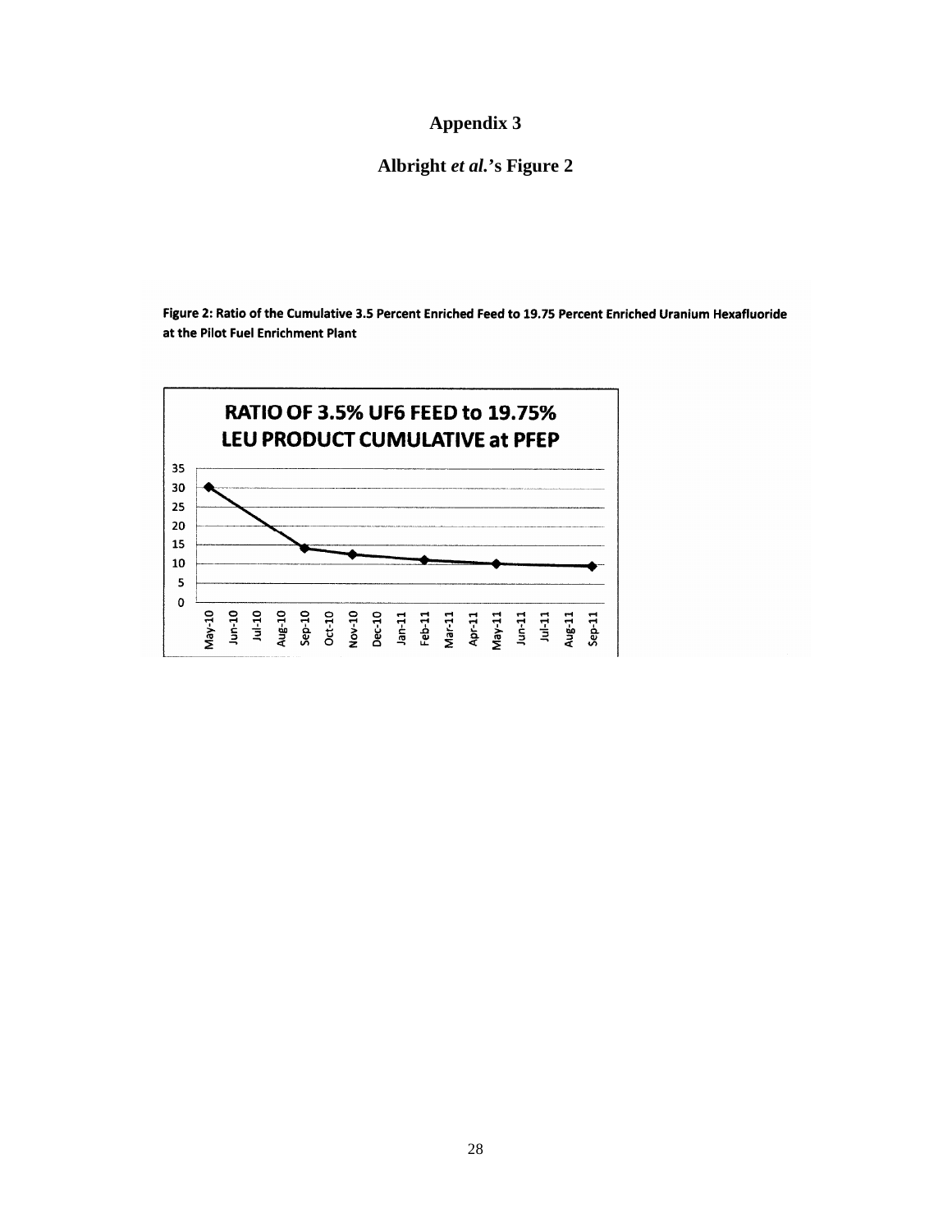# Appendix 3

## Albright *et al.*'s Figure 2

**Figure 2: Ratio of the Cumulative 3.5 Percent Enriched Feed to 19.75 Percent Enriched Uranium Hexafluoride at the Pilot Fuel Enrichment Plant**

RATIO OF 3.5% UF6 FEED to 19.75% LEU PRODUCT CUMULATIVE at PFEP

35
30
25
20
15
10
5
0

May-10 Jun-10 Jul-10 Aug-10 Sep-10 Oct-10 Nov-10 Dec-10 Jan-11 Feb-11 Mar-11 Apr-11 May-11 Jun-11 Jul-11 Aug-11 Sep-11